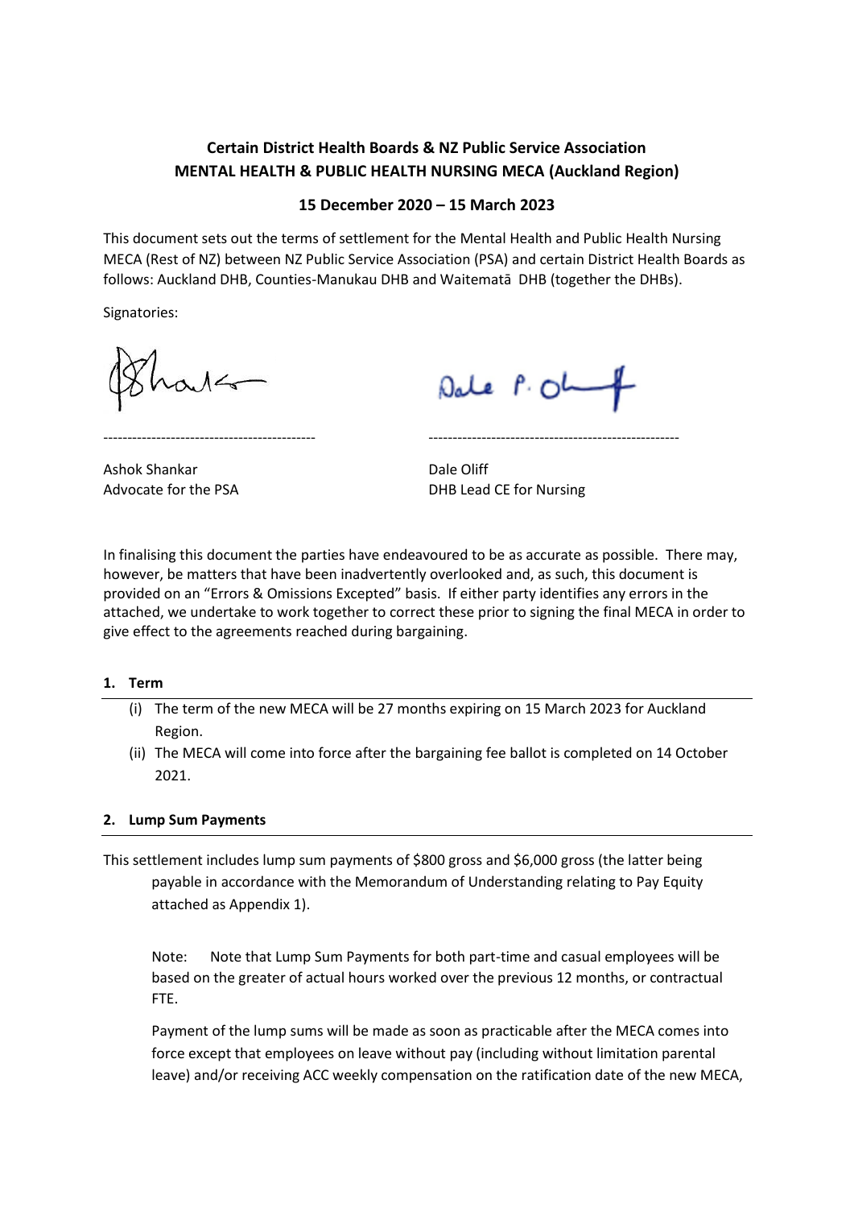**Certain District Health Boards & NZ Public Service Association**
**MENTAL HEALTH & PUBLIC HEALTH NURSING MECA (Auckland Region)**

**15 December 2020 – 15 March 2023**

This document sets out the terms of settlement for the Mental Health and Public Health Nursing MECA (Rest of NZ) between NZ Public Service Association (PSA) and certain District Health Boards as follows: Auckland DHB, Counties-Manukau DHB and Waitematā DHB (together the DHBs).

Signatories:

| -------------------------------------------- | ---------------------------------------------------- |
|---|---|
| Ashok Shankar<br>Advocate for the PSA | Dale Oliff<br>DHB Lead CE for Nursing |

In finalising this document the parties have endeavoured to be as accurate as possible. There may, however, be matters that have been inadvertently overlooked and, as such, this document is provided on an "Errors & Omissions Excepted" basis. If either party identifies any errors in the attached, we undertake to work together to correct these prior to signing the final MECA in order to give effect to the agreements reached during bargaining.

## 1. Term

(i) The term of the new MECA will be 27 months expiring on 15 March 2023 for Auckland Region.

(ii) The MECA will come into force after the bargaining fee ballot is completed on 14 October 2021.

## 2. Lump Sum Payments

This settlement includes lump sum payments of $800 gross and $6,000 gross (the latter being payable in accordance with the Memorandum of Understanding relating to Pay Equity attached as Appendix 1).

Note: Note that Lump Sum Payments for both part-time and casual employees will be based on the greater of actual hours worked over the previous 12 months, or contractual FTE.

Payment of the lump sums will be made as soon as practicable after the MECA comes into force except that employees on leave without pay (including without limitation parental leave) and/or receiving ACC weekly compensation on the ratification date of the new MECA,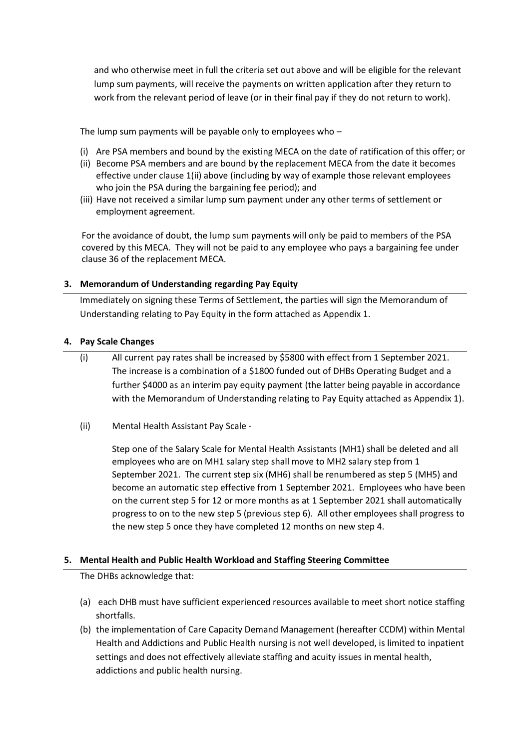and who otherwise meet in full the criteria set out above and will be eligible for the relevant lump sum payments, will receive the payments on written application after they return to work from the relevant period of leave (or in their final pay if they do not return to work).

The lump sum payments will be payable only to employees who –

(i) Are PSA members and bound by the existing MECA on the date of ratification of this offer; or
(ii) Become PSA members and are bound by the replacement MECA from the date it becomes effective under clause 1(ii) above (including by way of example those relevant employees who join the PSA during the bargaining fee period); and
(iii) Have not received a similar lump sum payment under any other terms of settlement or employment agreement.

For the avoidance of doubt, the lump sum payments will only be paid to members of the PSA covered by this MECA. They will not be paid to any employee who pays a bargaining fee under clause 36 of the replacement MECA.

**3. Memorandum of Understanding regarding Pay Equity**

Immediately on signing these Terms of Settlement, the parties will sign the Memorandum of Understanding relating to Pay Equity in the form attached as Appendix 1.

**4. Pay Scale Changes**

(i) All current pay rates shall be increased by $5800 with effect from 1 September 2021. The increase is a combination of a $1800 funded out of DHBs Operating Budget and a further $4000 as an interim pay equity payment (the latter being payable in accordance with the Memorandum of Understanding relating to Pay Equity attached as Appendix 1).

(ii) Mental Health Assistant Pay Scale -

Step one of the Salary Scale for Mental Health Assistants (MH1) shall be deleted and all employees who are on MH1 salary step shall move to MH2 salary step from 1 September 2021. The current step six (MH6) shall be renumbered as step 5 (MH5) and become an automatic step effective from 1 September 2021. Employees who have been on the current step 5 for 12 or more months as at 1 September 2021 shall automatically progress to on to the new step 5 (previous step 6). All other employees shall progress to the new step 5 once they have completed 12 months on new step 4.

**5. Mental Health and Public Health Workload and Staffing Steering Committee**

The DHBs acknowledge that:

(a) each DHB must have sufficient experienced resources available to meet short notice staffing shortfalls.
(b) the implementation of Care Capacity Demand Management (hereafter CCDM) within Mental Health and Addictions and Public Health nursing is not well developed, is limited to inpatient settings and does not effectively alleviate staffing and acuity issues in mental health, addictions and public health nursing.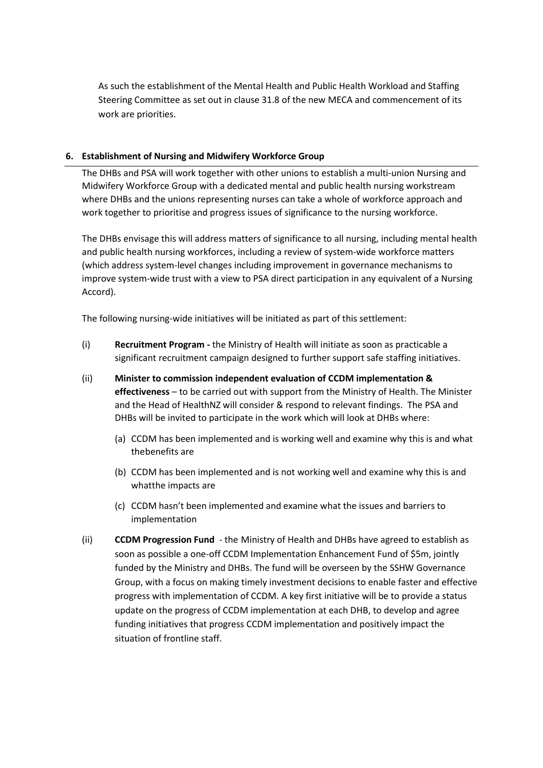As such the establishment of the Mental Health and Public Health Workload and Staffing Steering Committee as set out in clause 31.8 of the new MECA and commencement of its work are priorities.

## 6. Establishment of Nursing and Midwifery Workforce Group

The DHBs and PSA will work together with other unions to establish a multi-union Nursing and Midwifery Workforce Group with a dedicated mental and public health nursing workstream where DHBs and the unions representing nurses can take a whole of workforce approach and work together to prioritise and progress issues of significance to the nursing workforce.

The DHBs envisage this will address matters of significance to all nursing, including mental health and public health nursing workforces, including a review of system-wide workforce matters (which address system-level changes including improvement in governance mechanisms to improve system-wide trust with a view to PSA direct participation in any equivalent of a Nursing Accord).

The following nursing-wide initiatives will be initiated as part of this settlement:

(i) **Recruitment Program -** the Ministry of Health will initiate as soon as practicable a significant recruitment campaign designed to further support safe staffing initiatives.

(ii) **Minister to commission independent evaluation of CCDM implementation & effectiveness** – to be carried out with support from the Ministry of Health. The Minister and the Head of HealthNZ will consider & respond to relevant findings. The PSA and DHBs will be invited to participate in the work which will look at DHBs where:

   (a) CCDM has been implemented and is working well and examine why this is and what thebenefits are

   (b) CCDM has been implemented and is not working well and examine why this is and whatthe impacts are

   (c) CCDM hasn't been implemented and examine what the issues and barriers to implementation

(ii) **CCDM Progression Fund** - the Ministry of Health and DHBs have agreed to establish as soon as possible a one-off CCDM Implementation Enhancement Fund of $5m, jointly funded by the Ministry and DHBs. The fund will be overseen by the SSHW Governance Group, with a focus on making timely investment decisions to enable faster and effective progress with implementation of CCDM. A key first initiative will be to provide a status update on the progress of CCDM implementation at each DHB, to develop and agree funding initiatives that progress CCDM implementation and positively impact the situation of frontline staff.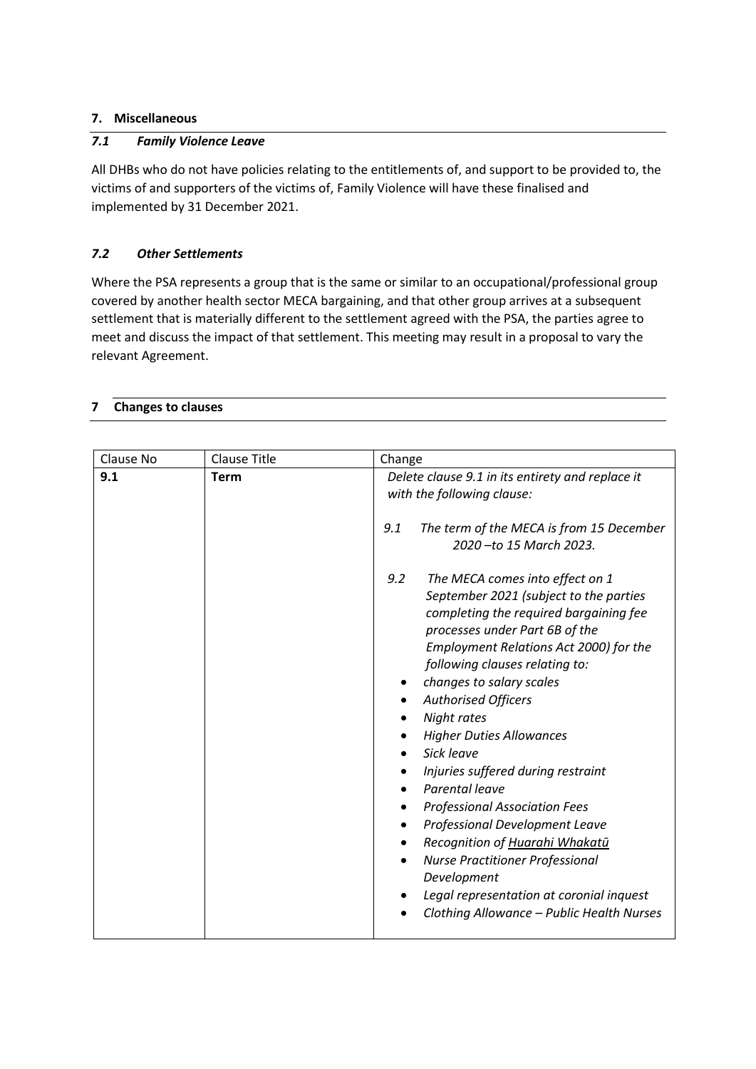## 7. Miscellaneous

### *7.1 Family Violence Leave*

All DHBs who do not have policies relating to the entitlements of, and support to be provided to, the victims of and supporters of the victims of, Family Violence will have these finalised and implemented by 31 December 2021.

### *7.2 Other Settlements*

Where the PSA represents a group that is the same or similar to an occupational/professional group covered by another health sector MECA bargaining, and that other group arrives at a subsequent settlement that is materially different to the settlement agreed with the PSA, the parties agree to meet and discuss the impact of that settlement. This meeting may result in a proposal to vary the relevant Agreement.

## 7 Changes to clauses

| Clause No | Clause Title | Change |
|---|---|---|
| **9.1** | **Term** | *Delete clause 9.1 in its entirety and replace it with the following clause:*<br><br>*9.1 The term of the MECA is from 15 December 2020 –to 15 March 2023.*<br><br>*9.2 The MECA comes into effect on 1 September 2021 (subject to the parties completing the required bargaining fee processes under Part 6B of the Employment Relations Act 2000) for the following clauses relating to:*<br>• *changes to salary scales*<br>• *Authorised Officers*<br>• *Night rates*<br>• *Higher Duties Allowances*<br>• *Sick leave*<br>• *Injuries suffered during restraint*<br>• *Parental leave*<br>• *Professional Association Fees*<br>• *Professional Development Leave*<br>• *Recognition of Huarahi Whakatū*<br>• *Nurse Practitioner Professional Development*<br>• *Legal representation at coronial inquest*<br>• *Clothing Allowance – Public Health Nurses* |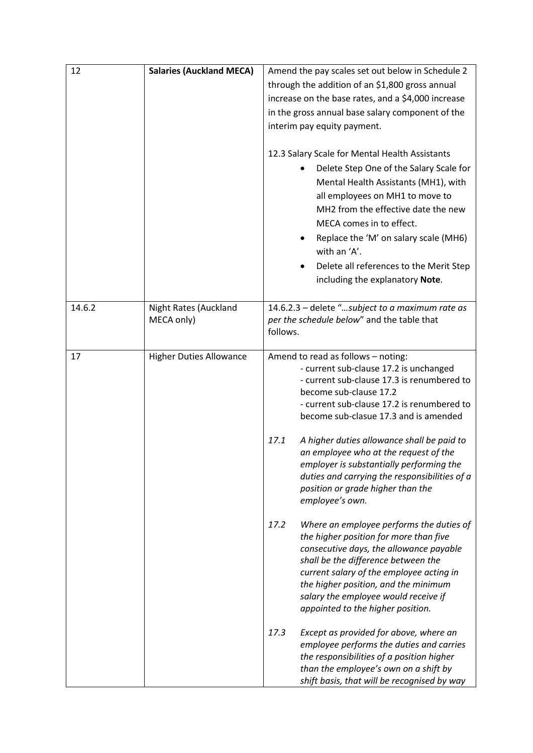| 12 | **Salaries (Auckland MECA)** | Amend the pay scales set out below in Schedule 2 through the addition of an $1,800 gross annual increase on the base rates, and a $4,000 increase in the gross annual base salary component of the interim pay equity payment.<br><br>12.3 Salary Scale for Mental Health Assistants<br>• Delete Step One of the Salary Scale for Mental Health Assistants (MH1), with all employees on MH1 to move to MH2 from the effective date the new MECA comes in to effect.<br>• Replace the 'M' on salary scale (MH6) with an 'A'.<br>• Delete all references to the Merit Step including the explanatory **Note**. |
|---|---|---|
| 14.6.2 | Night Rates (Auckland MECA only) | 14.6.2.3 – delete "*…subject to a maximum rate as per the schedule below*" and the table that follows. |
| 17 | Higher Duties Allowance | Amend to read as follows – noting:<br>- current sub-clause 17.2 is unchanged<br>- current sub-clause 17.3 is renumbered to become sub-clause 17.2<br>- current sub-clause 17.2 is renumbered to become sub-clasue 17.3 and is amended<br><br>*17.1 A higher duties allowance shall be paid to an employee who at the request of the employer is substantially performing the duties and carrying the responsibilities of a position or grade higher than the employee's own.*<br><br>*17.2 Where an employee performs the duties of the higher position for more than five consecutive days, the allowance payable shall be the difference between the current salary of the employee acting in the higher position, and the minimum salary the employee would receive if appointed to the higher position.*<br><br>*17.3 Except as provided for above, where an employee performs the duties and carries the responsibilities of a position higher than the employee's own on a shift by shift basis, that will be recognised by way* |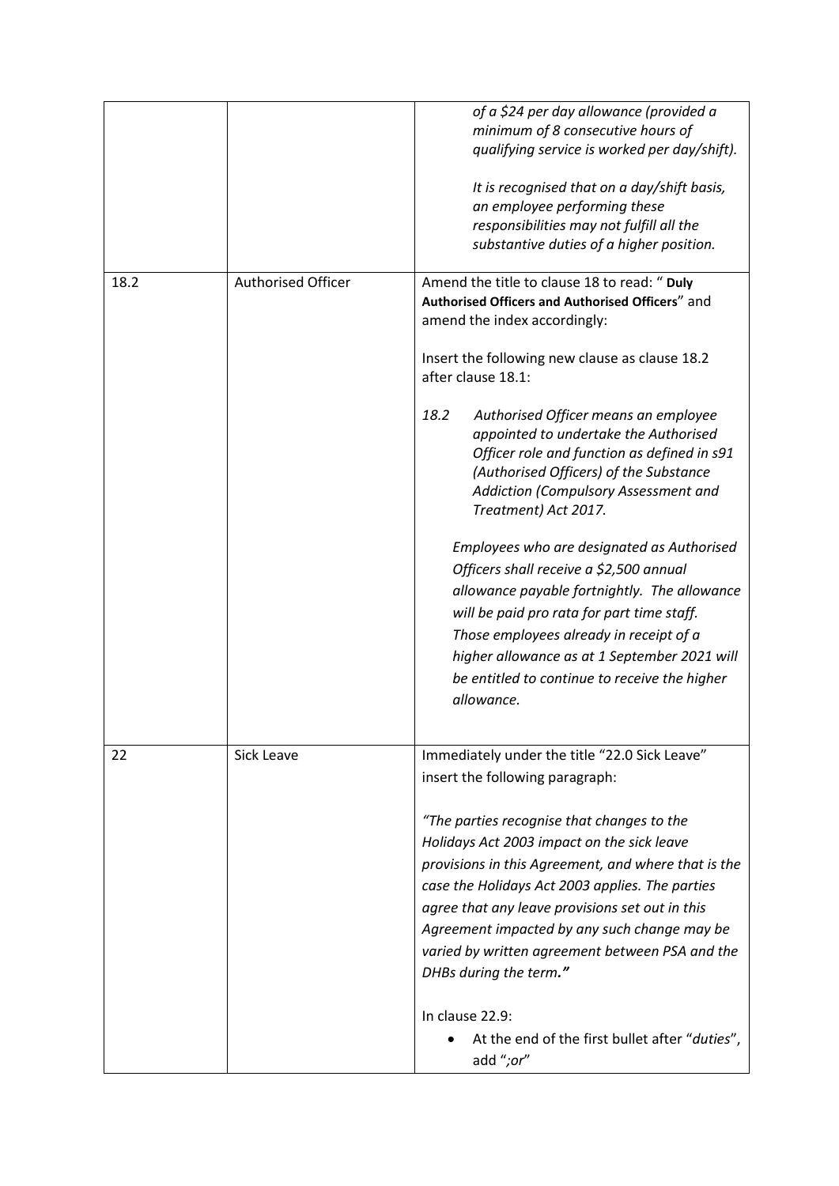| | | |
|---|---|---|
| | | *of a $24 per day allowance (provided a minimum of 8 consecutive hours of qualifying service is worked per day/shift).*<br><br>*It is recognised that on a day/shift basis, an employee performing these responsibilities may not fulfill all the substantive duties of a higher position.* |
| 18.2 | Authorised Officer | Amend the title to clause 18 to read: " **Duly Authorised Officers and Authorised Officers**" and amend the index accordingly:<br><br>Insert the following new clause as clause 18.2 after clause 18.1:<br><br>*18.2 Authorised Officer means an employee appointed to undertake the Authorised Officer role and function as defined in s91 (Authorised Officers) of the Substance Addiction (Compulsory Assessment and Treatment) Act 2017.*<br><br>*Employees who are designated as Authorised Officers shall receive a $2,500 annual allowance payable fortnightly. The allowance will be paid pro rata for part time staff. Those employees already in receipt of a higher allowance as at 1 September 2021 will be entitled to continue to receive the higher allowance.* |
| 22 | Sick Leave | Immediately under the title "22.0 Sick Leave" insert the following paragraph:<br><br>*"The parties recognise that changes to the Holidays Act 2003 impact on the sick leave provisions in this Agreement, and where that is the case the Holidays Act 2003 applies. The parties agree that any leave provisions set out in this Agreement impacted by any such change may be varied by written agreement between PSA and the DHBs during the term."*<br><br>In clause 22.9:<br>• At the end of the first bullet after "*duties*", add "*;or*" |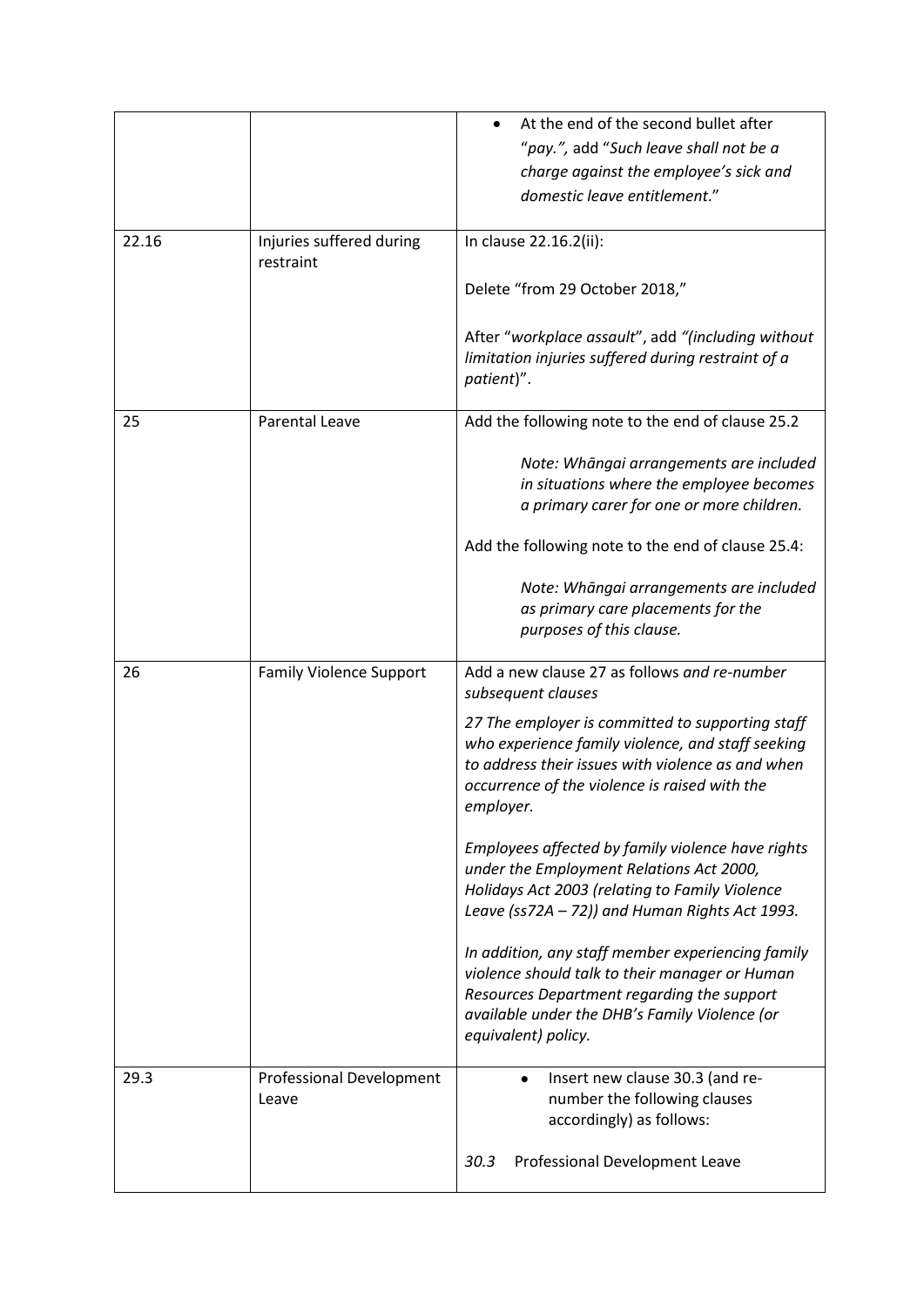| | | |
|---|---|---|
| | | • At the end of the second bullet after "*pay.*", add "*Such leave shall not be a charge against the employee's sick and domestic leave entitlement.*" |
| 22.16 | Injuries suffered during restraint | In clause 22.16.2(ii):<br><br>Delete "from 29 October 2018,"<br><br>After "*workplace assault*", add *"(including without limitation injuries suffered during restraint of a patient*)". |
| 25 | Parental Leave | Add the following note to the end of clause 25.2<br><br>*Note: Whāngai arrangements are included in situations where the employee becomes a primary carer for one or more children.*<br><br>Add the following note to the end of clause 25.4:<br><br>*Note: Whāngai arrangements are included as primary care placements for the purposes of this clause.* |
| 26 | Family Violence Support | Add a new clause 27 as follows *and re-number subsequent clauses*<br><br>*27 The employer is committed to supporting staff who experience family violence, and staff seeking to address their issues with violence as and when occurrence of the violence is raised with the employer.*<br><br>*Employees affected by family violence have rights under the Employment Relations Act 2000, Holidays Act 2003 (relating to Family Violence Leave (ss72A – 72)) and Human Rights Act 1993.*<br><br>*In addition, any staff member experiencing family violence should talk to their manager or Human Resources Department regarding the support available under the DHB's Family Violence (or equivalent) policy.* |
| 29.3 | Professional Development Leave | • Insert new clause 30.3 (and re-number the following clauses accordingly) as follows:<br><br>*30.3* Professional Development Leave |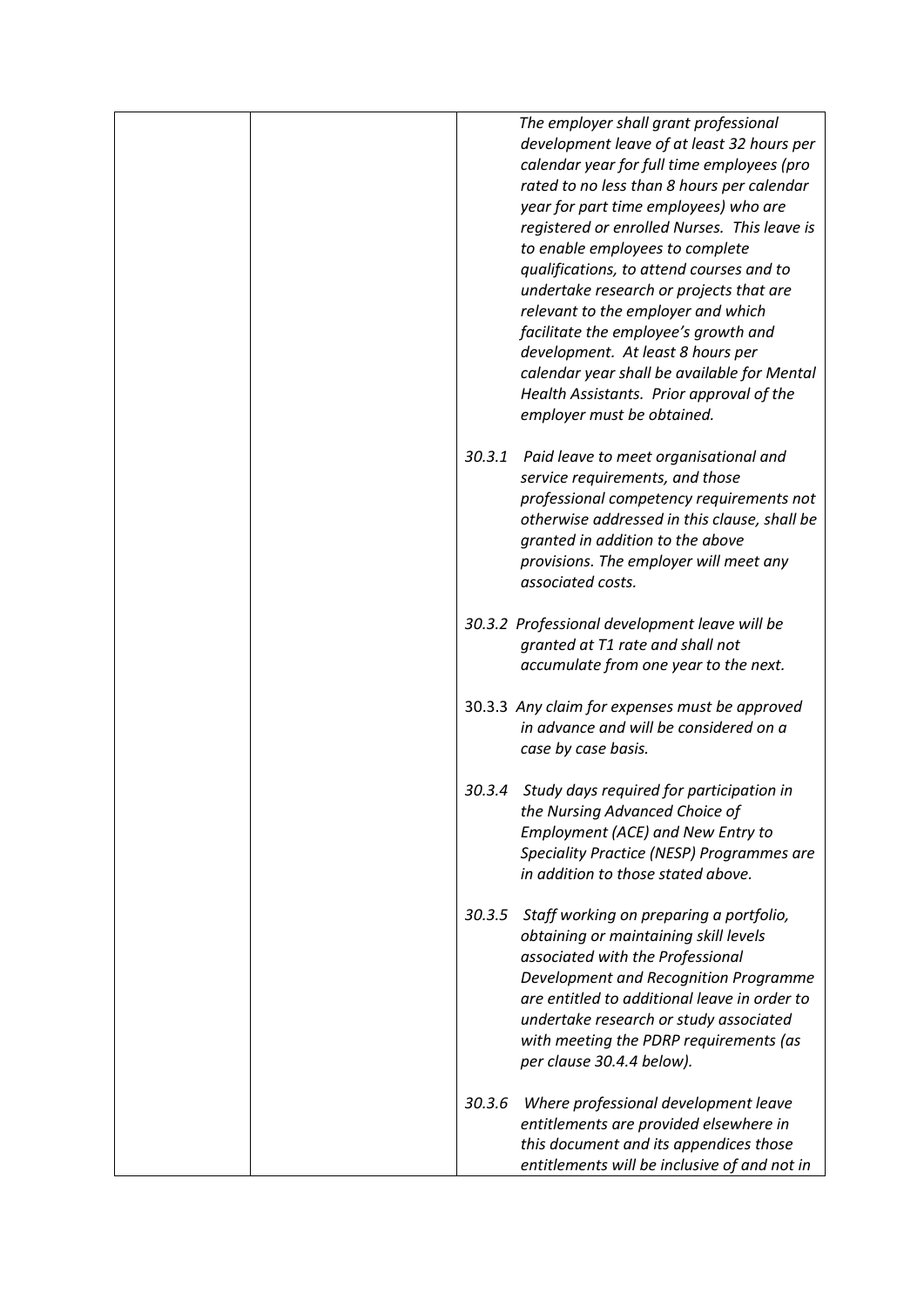| | | |
|---|---|---|
| | | *The employer shall grant professional development leave of at least 32 hours per calendar year for full time employees (pro rated to no less than 8 hours per calendar year for part time employees) who are registered or enrolled Nurses. This leave is to enable employees to complete qualifications, to attend courses and to undertake research or projects that are relevant to the employer and which facilitate the employee's growth and development. At least 8 hours per calendar year shall be available for Mental Health Assistants. Prior approval of the employer must be obtained.*<br><br>*30.3.1 Paid leave to meet organisational and service requirements, and those professional competency requirements not otherwise addressed in this clause, shall be granted in addition to the above provisions. The employer will meet any associated costs.*<br><br>*30.3.2 Professional development leave will be granted at T1 rate and shall not accumulate from one year to the next.*<br><br>30.3.3 *Any claim for expenses must be approved in advance and will be considered on a case by case basis.*<br><br>*30.3.4 Study days required for participation in the Nursing Advanced Choice of Employment (ACE) and New Entry to Speciality Practice (NESP) Programmes are in addition to those stated above.*<br><br>*30.3.5 Staff working on preparing a portfolio, obtaining or maintaining skill levels associated with the Professional Development and Recognition Programme are entitled to additional leave in order to undertake research or study associated with meeting the PDRP requirements (as per clause 30.4.4 below).*<br><br>*30.3.6 Where professional development leave entitlements are provided elsewhere in this document and its appendices those entitlements will be inclusive of and not in* |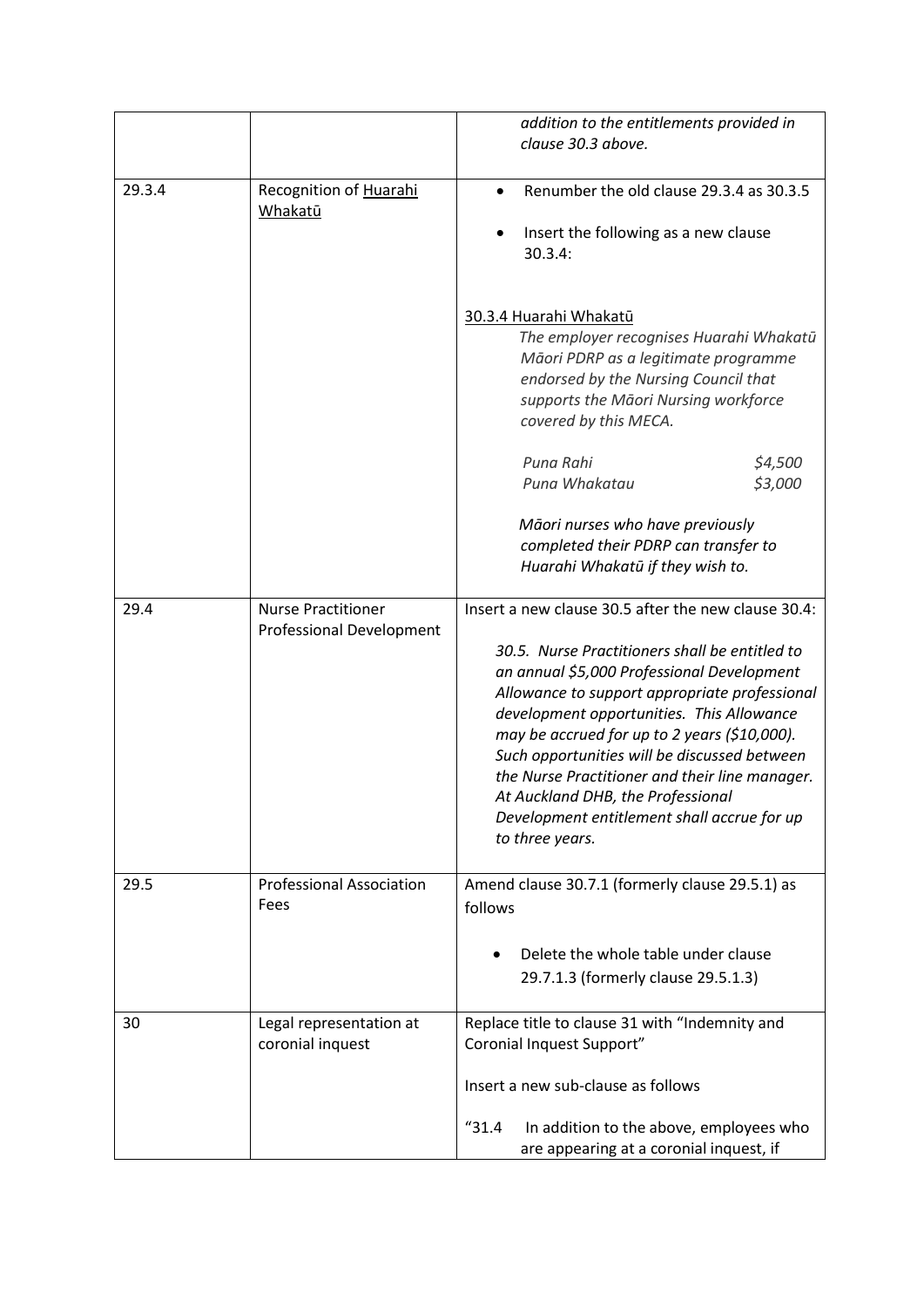| | | |
|---|---|---|
| | | *addition to the entitlements provided in clause 30.3 above.* |
| 29.3.4 | Recognition of <u>Huarahi Whakatū</u> | • Renumber the old clause 29.3.4 as 30.3.5<br><br>• Insert the following as a new clause 30.3.4:<br><br><u>30.3.4 Huarahi Whakatū</u><br>*The employer recognises Huarahi Whakatū Māori PDRP as a legitimate programme endorsed by the Nursing Council that supports the Māori Nursing workforce covered by this MECA.*<br><br>*Puna Rahi $4,500*<br>*Puna Whakatau $3,000*<br><br>*Māori nurses who have previously completed their PDRP can transfer to Huarahi Whakatū if they wish to.* |
| 29.4 | Nurse Practitioner Professional Development | Insert a new clause 30.5 after the new clause 30.4:<br><br>*30.5. Nurse Practitioners shall be entitled to an annual $5,000 Professional Development Allowance to support appropriate professional development opportunities. This Allowance may be accrued for up to 2 years ($10,000). Such opportunities will be discussed between the Nurse Practitioner and their line manager. At Auckland DHB, the Professional Development entitlement shall accrue for up to three years.* |
| 29.5 | Professional Association Fees | Amend clause 30.7.1 (formerly clause 29.5.1) as follows<br><br>• Delete the whole table under clause 29.7.1.3 (formerly clause 29.5.1.3) |
| 30 | Legal representation at coronial inquest | Replace title to clause 31 with "Indemnity and Coronial Inquest Support"<br><br>Insert a new sub-clause as follows<br><br>"31.4 In addition to the above, employees who are appearing at a coronial inquest, if |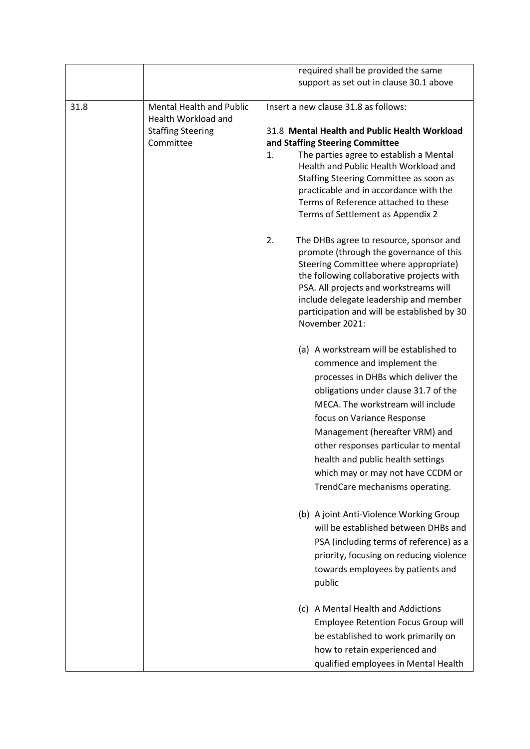| | | |
|---|---|---|
| | | required shall be provided the same support as set out in clause 30.1 above |
| 31.8 | Mental Health and Public Health Workload and Staffing Steering Committee | Insert a new clause 31.8 as follows:<br><br>31.8 **Mental Health and Public Health Workload and Staffing Steering Committee**<br>1. The parties agree to establish a Mental Health and Public Health Workload and Staffing Steering Committee as soon as practicable and in accordance with the Terms of Reference attached to these Terms of Settlement as Appendix 2<br><br>2. The DHBs agree to resource, sponsor and promote (through the governance of this Steering Committee where appropriate) the following collaborative projects with PSA. All projects and workstreams will include delegate leadership and member participation and will be established by 30 November 2021:<br><br>(a) A workstream will be established to commence and implement the processes in DHBs which deliver the obligations under clause 31.7 of the MECA. The workstream will include focus on Variance Response Management (hereafter VRM) and other responses particular to mental health and public health settings which may or may not have CCDM or TrendCare mechanisms operating.<br><br>(b) A joint Anti-Violence Working Group will be established between DHBs and PSA (including terms of reference) as a priority, focusing on reducing violence towards employees by patients and public<br><br>(c) A Mental Health and Addictions Employee Retention Focus Group will be established to work primarily on how to retain experienced and qualified employees in Mental Health |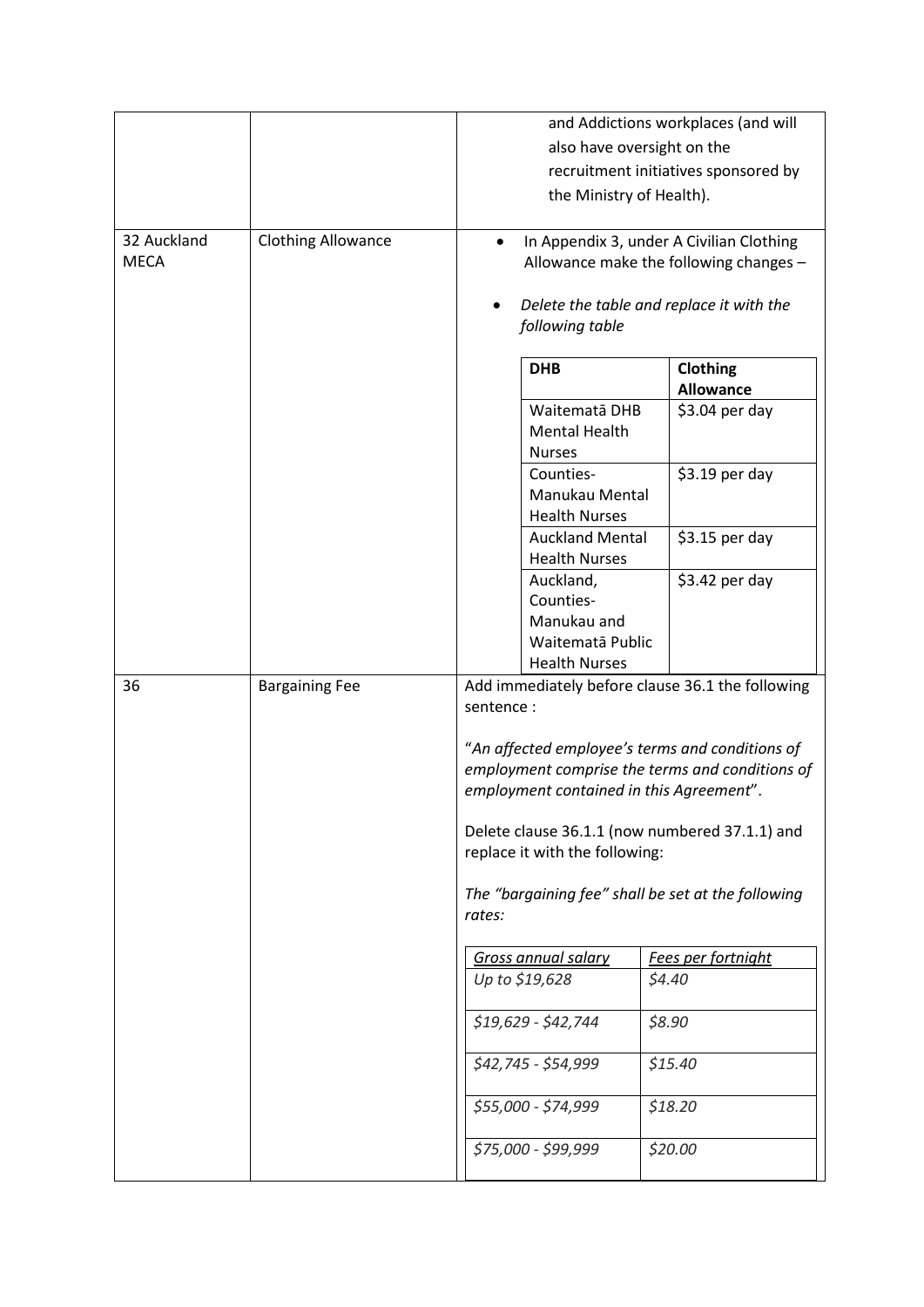| | | |
|---|---|---|
| | | and Addictions workplaces (and will also have oversight on the recruitment initiatives sponsored by the Ministry of Health). |
| 32 Auckland MECA | Clothing Allowance | • In Appendix 3, under A Civilian Clothing Allowance make the following changes – <br><br> • *Delete the table and replace it with the following table* <br><br> **DHB** — **Clothing Allowance** <br> Waitematā DHB Mental Health Nurses — $3.04 per day <br> Counties-Manukau Mental Health Nurses — $3.19 per day <br> Auckland Mental Health Nurses — $3.15 per day <br> Auckland, Counties-Manukau and Waitematā Public Health Nurses — $3.42 per day |
| 36 | Bargaining Fee | Add immediately before clause 36.1 the following sentence : <br><br> "*An affected employee's terms and conditions of employment comprise the terms and conditions of employment contained in this Agreement*". <br><br> Delete clause 36.1.1 (now numbered 37.1.1) and replace it with the following: <br><br> *The "bargaining fee" shall be set at the following rates:* <br><br> *Gross annual salary* — *Fees per fortnight* <br> *Up to $19,628* — *$4.40* <br> *$19,629 - $42,744* — *$8.90* <br> *$42,745 - $54,999* — *$15.40* <br> *$55,000 - $74,999* — *$18.20* <br> *$75,000 - $99,999* — *$20.00* |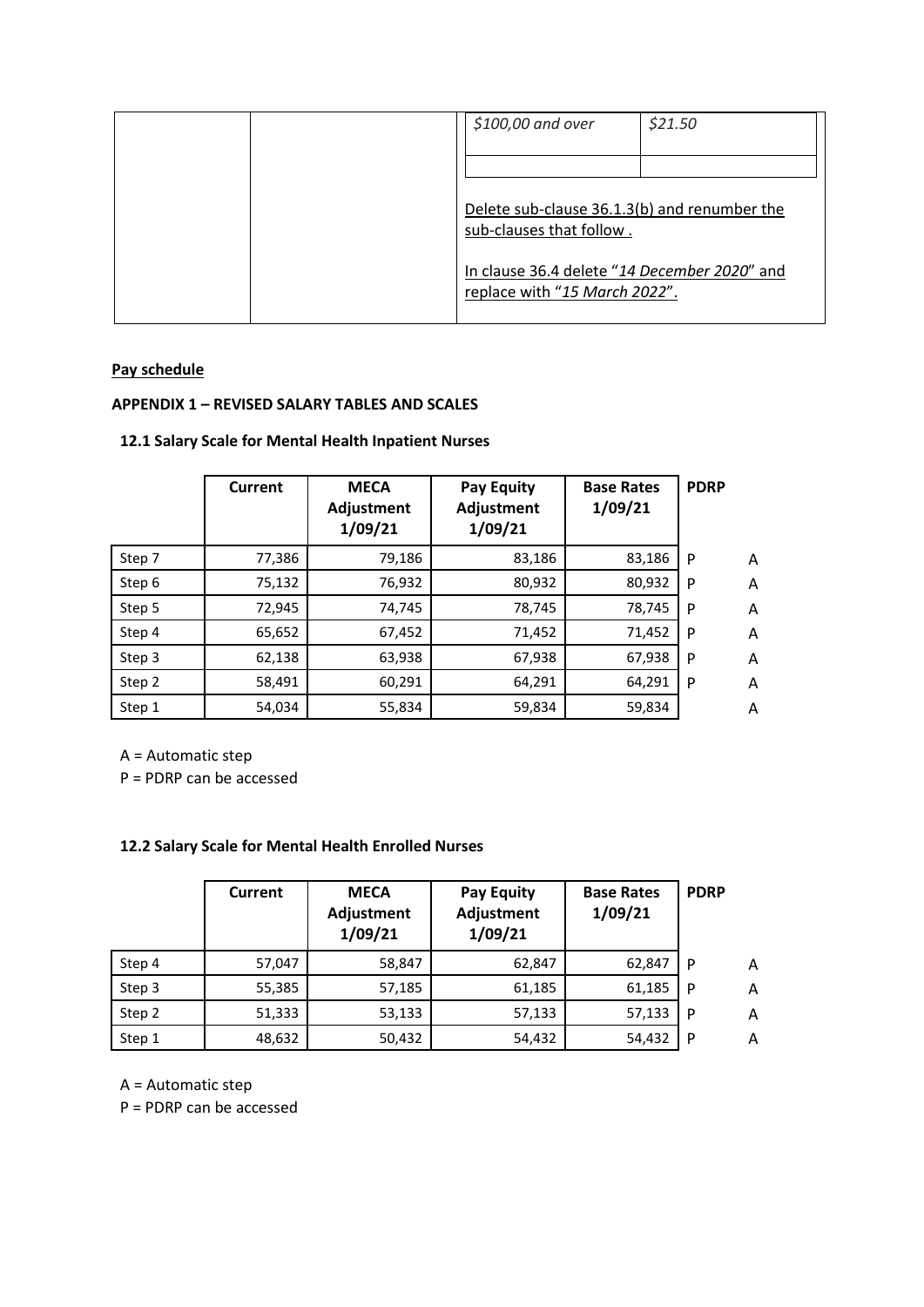| | | | |
|---|---|---|---|
| | | *$100,00 and over* | *$21.50* |
| | | | |
| | | Delete sub-clause 36.1.3(b) and renumber the sub-clauses that follow . <br><br> In clause 36.4 delete "*14 December 2020*" and replace with "*15 March 2022*". | |

**Pay schedule**

**APPENDIX 1 – REVISED SALARY TABLES AND SCALES**

**12.1 Salary Scale for Mental Health Inpatient Nurses**

| | Current | MECA Adjustment 1/09/21 | Pay Equity Adjustment 1/09/21 | Base Rates 1/09/21 | PDRP | |
|---|---|---|---|---|---|---|
| Step 7 | 77,386 | 79,186 | 83,186 | 83,186 | P | A |
| Step 6 | 75,132 | 76,932 | 80,932 | 80,932 | P | A |
| Step 5 | 72,945 | 74,745 | 78,745 | 78,745 | P | A |
| Step 4 | 65,652 | 67,452 | 71,452 | 71,452 | P | A |
| Step 3 | 62,138 | 63,938 | 67,938 | 67,938 | P | A |
| Step 2 | 58,491 | 60,291 | 64,291 | 64,291 | P | A |
| Step 1 | 54,034 | 55,834 | 59,834 | 59,834 | | A |

A = Automatic step
P = PDRP can be accessed

**12.2 Salary Scale for Mental Health Enrolled Nurses**

| | Current | MECA Adjustment 1/09/21 | Pay Equity Adjustment 1/09/21 | Base Rates 1/09/21 | PDRP | |
|---|---|---|---|---|---|---|
| Step 4 | 57,047 | 58,847 | 62,847 | 62,847 | P | A |
| Step 3 | 55,385 | 57,185 | 61,185 | 61,185 | P | A |
| Step 2 | 51,333 | 53,133 | 57,133 | 57,133 | P | A |
| Step 1 | 48,632 | 50,432 | 54,432 | 54,432 | P | A |

A = Automatic step
P = PDRP can be accessed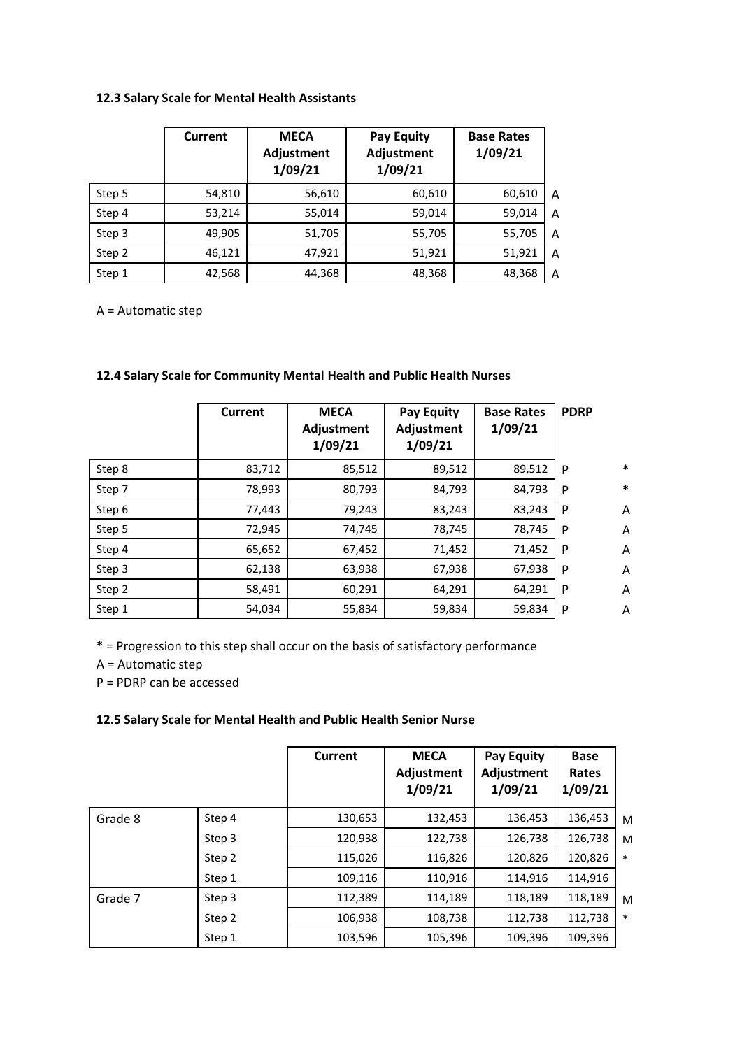**12.3 Salary Scale for Mental Health Assistants**

| | Current | MECA Adjustment 1/09/21 | Pay Equity Adjustment 1/09/21 | Base Rates 1/09/21 | |
|---|---|---|---|---|---|
| Step 5 | 54,810 | 56,610 | 60,610 | 60,610 | A |
| Step 4 | 53,214 | 55,014 | 59,014 | 59,014 | A |
| Step 3 | 49,905 | 51,705 | 55,705 | 55,705 | A |
| Step 2 | 46,121 | 47,921 | 51,921 | 51,921 | A |
| Step 1 | 42,568 | 44,368 | 48,368 | 48,368 | A |

A = Automatic step

**12.4 Salary Scale for Community Mental Health and Public Health Nurses**

| | Current | MECA Adjustment 1/09/21 | Pay Equity Adjustment 1/09/21 | Base Rates 1/09/21 | PDRP | |
|---|---|---|---|---|---|---|
| Step 8 | 83,712 | 85,512 | 89,512 | 89,512 | P | * |
| Step 7 | 78,993 | 80,793 | 84,793 | 84,793 | P | * |
| Step 6 | 77,443 | 79,243 | 83,243 | 83,243 | P | A |
| Step 5 | 72,945 | 74,745 | 78,745 | 78,745 | P | A |
| Step 4 | 65,652 | 67,452 | 71,452 | 71,452 | P | A |
| Step 3 | 62,138 | 63,938 | 67,938 | 67,938 | P | A |
| Step 2 | 58,491 | 60,291 | 64,291 | 64,291 | P | A |
| Step 1 | 54,034 | 55,834 | 59,834 | 59,834 | P | A |

* = Progression to this step shall occur on the basis of satisfactory performance

A = Automatic step

P = PDRP can be accessed

**12.5 Salary Scale for Mental Health and Public Health Senior Nurse**

| | | Current | MECA Adjustment 1/09/21 | Pay Equity Adjustment 1/09/21 | Base Rates 1/09/21 | |
|---|---|---|---|---|---|---|
| Grade 8 | Step 4 | 130,653 | 132,453 | 136,453 | 136,453 | M |
| | Step 3 | 120,938 | 122,738 | 126,738 | 126,738 | M |
| | Step 2 | 115,026 | 116,826 | 120,826 | 120,826 | * |
| | Step 1 | 109,116 | 110,916 | 114,916 | 114,916 | |
| Grade 7 | Step 3 | 112,389 | 114,189 | 118,189 | 118,189 | M |
| | Step 2 | 106,938 | 108,738 | 112,738 | 112,738 | * |
| | Step 1 | 103,596 | 105,396 | 109,396 | 109,396 | |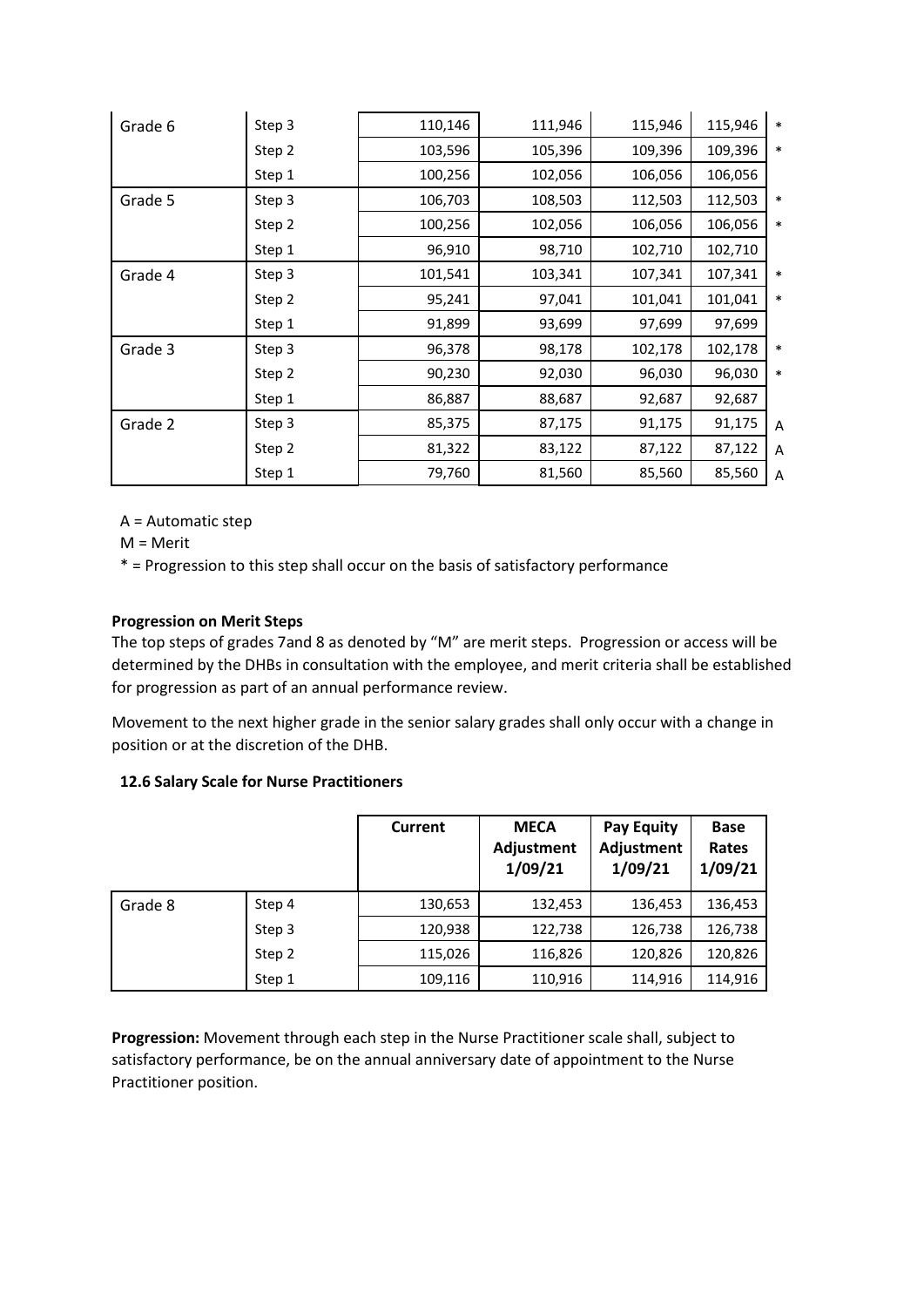| | | | | | | |
|---|---|---|---|---|---|---|
| Grade 6 | Step 3 | 110,146 | 111,946 | 115,946 | 115,946 | * |
| | Step 2 | 103,596 | 105,396 | 109,396 | 109,396 | * |
| | Step 1 | 100,256 | 102,056 | 106,056 | 106,056 | |
| Grade 5 | Step 3 | 106,703 | 108,503 | 112,503 | 112,503 | * |
| | Step 2 | 100,256 | 102,056 | 106,056 | 106,056 | * |
| | Step 1 | 96,910 | 98,710 | 102,710 | 102,710 | |
| Grade 4 | Step 3 | 101,541 | 103,341 | 107,341 | 107,341 | * |
| | Step 2 | 95,241 | 97,041 | 101,041 | 101,041 | * |
| | Step 1 | 91,899 | 93,699 | 97,699 | 97,699 | |
| Grade 3 | Step 3 | 96,378 | 98,178 | 102,178 | 102,178 | * |
| | Step 2 | 90,230 | 92,030 | 96,030 | 96,030 | * |
| | Step 1 | 86,887 | 88,687 | 92,687 | 92,687 | |
| Grade 2 | Step 3 | 85,375 | 87,175 | 91,175 | 91,175 | A |
| | Step 2 | 81,322 | 83,122 | 87,122 | 87,122 | A |
| | Step 1 | 79,760 | 81,560 | 85,560 | 85,560 | A |

A = Automatic step

M = Merit

* = Progression to this step shall occur on the basis of satisfactory performance

**Progression on Merit Steps**

The top steps of grades 7and 8 as denoted by "M" are merit steps. Progression or access will be determined by the DHBs in consultation with the employee, and merit criteria shall be established for progression as part of an annual performance review.

Movement to the next higher grade in the senior salary grades shall only occur with a change in position or at the discretion of the DHB.

**12.6 Salary Scale for Nurse Practitioners**

| | | Current | MECA Adjustment 1/09/21 | Pay Equity Adjustment 1/09/21 | Base Rates 1/09/21 |
|---|---|---|---|---|---|
| Grade 8 | Step 4 | 130,653 | 132,453 | 136,453 | 136,453 |
| | Step 3 | 120,938 | 122,738 | 126,738 | 126,738 |
| | Step 2 | 115,026 | 116,826 | 120,826 | 120,826 |
| | Step 1 | 109,116 | 110,916 | 114,916 | 114,916 |

**Progression:** Movement through each step in the Nurse Practitioner scale shall, subject to satisfactory performance, be on the annual anniversary date of appointment to the Nurse Practitioner position.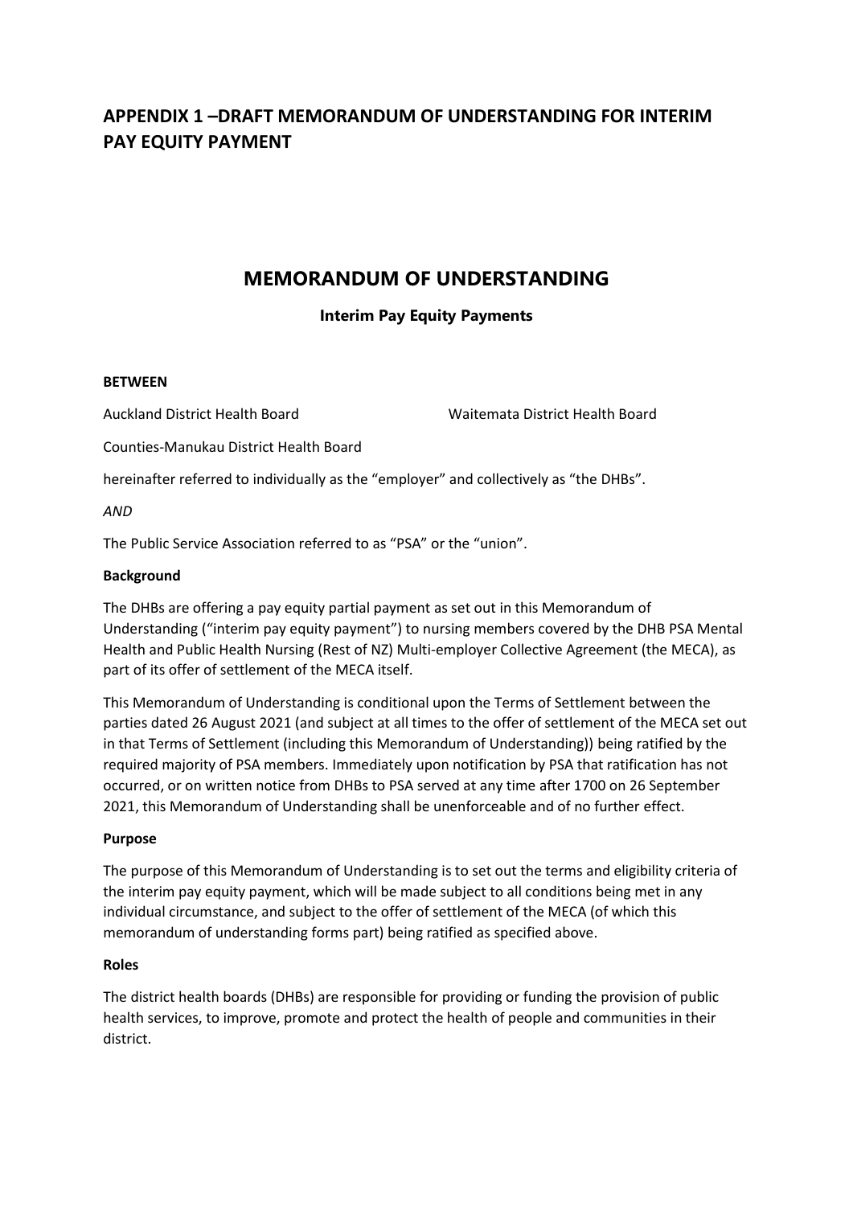## APPENDIX 1 –DRAFT MEMORANDUM OF UNDERSTANDING FOR INTERIM PAY EQUITY PAYMENT

# MEMORANDUM OF UNDERSTANDING

### Interim Pay Equity Payments

**BETWEEN**

Auckland District Health Board

Waitemata District Health Board

Counties-Manukau District Health Board

hereinafter referred to individually as the "employer" and collectively as "the DHBs".

*AND*

The Public Service Association referred to as "PSA" or the "union".

**Background**

The DHBs are offering a pay equity partial payment as set out in this Memorandum of Understanding ("interim pay equity payment") to nursing members covered by the DHB PSA Mental Health and Public Health Nursing (Rest of NZ) Multi-employer Collective Agreement (the MECA), as part of its offer of settlement of the MECA itself.

This Memorandum of Understanding is conditional upon the Terms of Settlement between the parties dated 26 August 2021 (and subject at all times to the offer of settlement of the MECA set out in that Terms of Settlement (including this Memorandum of Understanding)) being ratified by the required majority of PSA members. Immediately upon notification by PSA that ratification has not occurred, or on written notice from DHBs to PSA served at any time after 1700 on 26 September 2021, this Memorandum of Understanding shall be unenforceable and of no further effect.

**Purpose**

The purpose of this Memorandum of Understanding is to set out the terms and eligibility criteria of the interim pay equity payment, which will be made subject to all conditions being met in any individual circumstance, and subject to the offer of settlement of the MECA (of which this memorandum of understanding forms part) being ratified as specified above.

**Roles**

The district health boards (DHBs) are responsible for providing or funding the provision of public health services, to improve, promote and protect the health of people and communities in their district.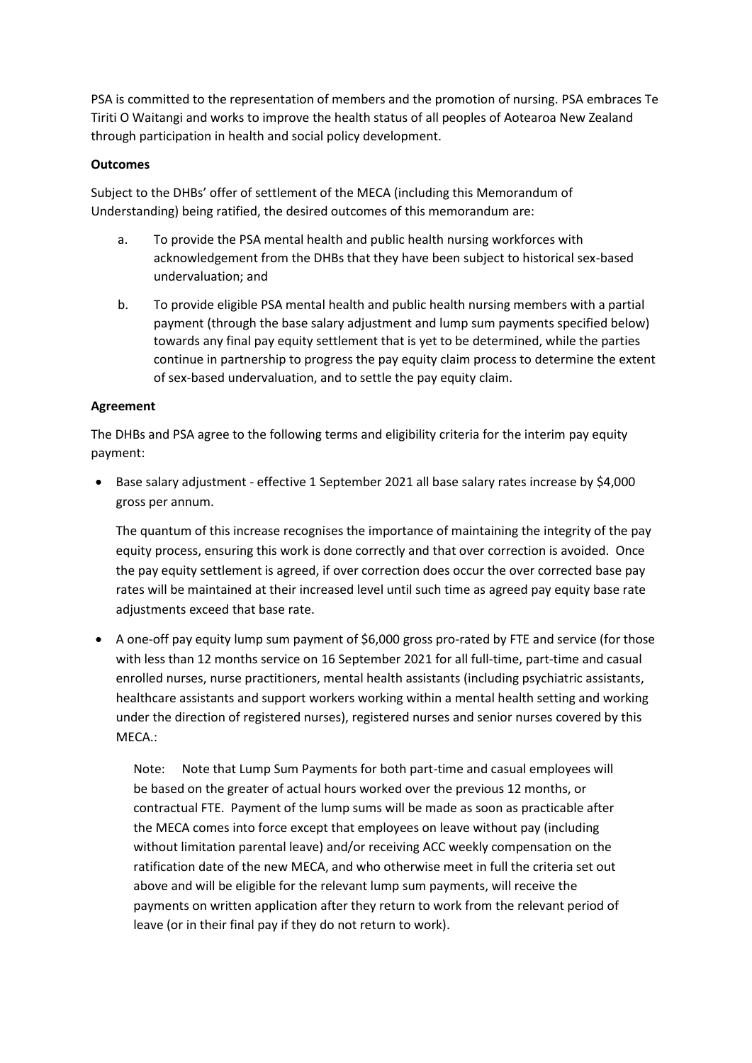PSA is committed to the representation of members and the promotion of nursing. PSA embraces Te Tiriti O Waitangi and works to improve the health status of all peoples of Aotearoa New Zealand through participation in health and social policy development.

**Outcomes**

Subject to the DHBs' offer of settlement of the MECA (including this Memorandum of Understanding) being ratified, the desired outcomes of this memorandum are:

a. To provide the PSA mental health and public health nursing workforces with acknowledgement from the DHBs that they have been subject to historical sex-based undervaluation; and

b. To provide eligible PSA mental health and public health nursing members with a partial payment (through the base salary adjustment and lump sum payments specified below) towards any final pay equity settlement that is yet to be determined, while the parties continue in partnership to progress the pay equity claim process to determine the extent of sex-based undervaluation, and to settle the pay equity claim.

**Agreement**

The DHBs and PSA agree to the following terms and eligibility criteria for the interim pay equity payment:

- Base salary adjustment - effective 1 September 2021 all base salary rates increase by $4,000 gross per annum.

  The quantum of this increase recognises the importance of maintaining the integrity of the pay equity process, ensuring this work is done correctly and that over correction is avoided. Once the pay equity settlement is agreed, if over correction does occur the over corrected base pay rates will be maintained at their increased level until such time as agreed pay equity base rate adjustments exceed that base rate.

- A one-off pay equity lump sum payment of $6,000 gross pro-rated by FTE and service (for those with less than 12 months service on 16 September 2021 for all full-time, part-time and casual enrolled nurses, nurse practitioners, mental health assistants (including psychiatric assistants, healthcare assistants and support workers working within a mental health setting and working under the direction of registered nurses), registered nurses and senior nurses covered by this MECA.:

  Note: Note that Lump Sum Payments for both part-time and casual employees will be based on the greater of actual hours worked over the previous 12 months, or contractual FTE. Payment of the lump sums will be made as soon as practicable after the MECA comes into force except that employees on leave without pay (including without limitation parental leave) and/or receiving ACC weekly compensation on the ratification date of the new MECA, and who otherwise meet in full the criteria set out above and will be eligible for the relevant lump sum payments, will receive the payments on written application after they return to work from the relevant period of leave (or in their final pay if they do not return to work).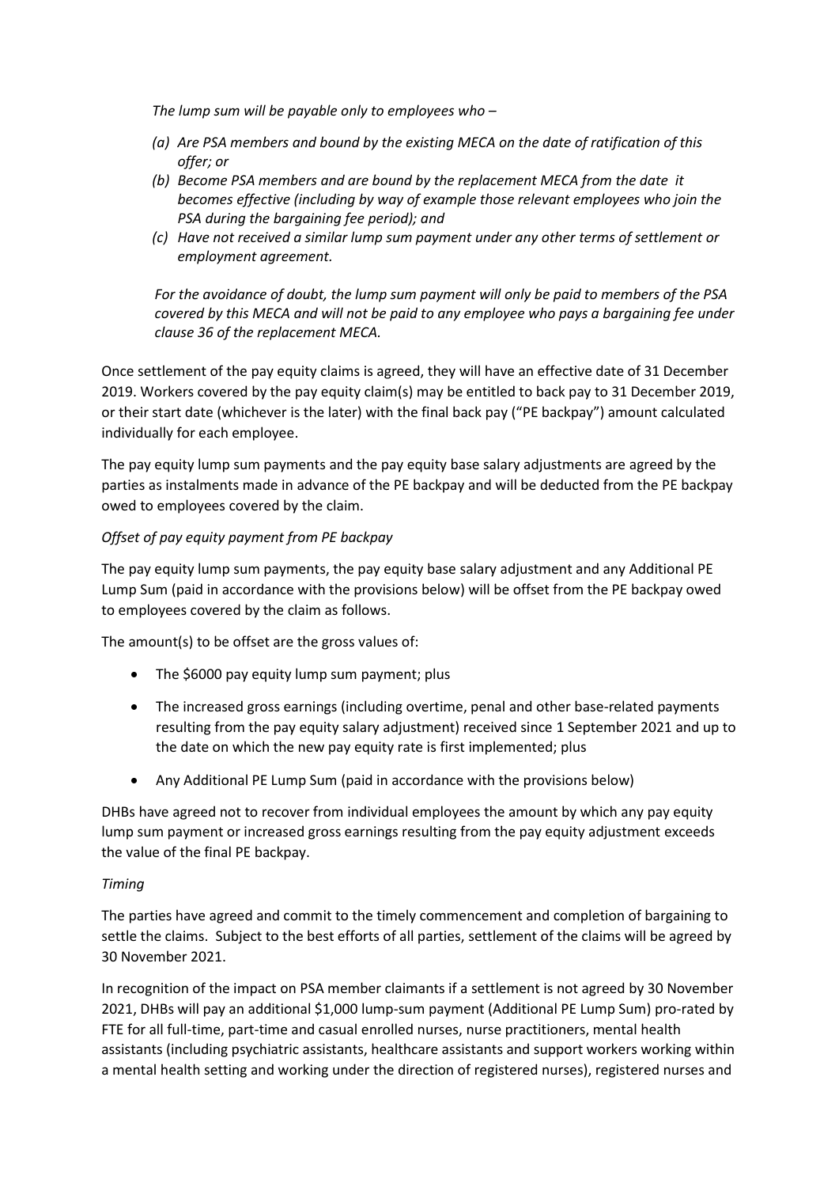*The lump sum will be payable only to employees who –*

*(a) Are PSA members and bound by the existing MECA on the date of ratification of this offer; or*

*(b) Become PSA members and are bound by the replacement MECA from the date it becomes effective (including by way of example those relevant employees who join the PSA during the bargaining fee period); and*

*(c) Have not received a similar lump sum payment under any other terms of settlement or employment agreement.*

*For the avoidance of doubt, the lump sum payment will only be paid to members of the PSA covered by this MECA and will not be paid to any employee who pays a bargaining fee under clause 36 of the replacement MECA.*

Once settlement of the pay equity claims is agreed, they will have an effective date of 31 December 2019. Workers covered by the pay equity claim(s) may be entitled to back pay to 31 December 2019, or their start date (whichever is the later) with the final back pay ("PE backpay") amount calculated individually for each employee.

The pay equity lump sum payments and the pay equity base salary adjustments are agreed by the parties as instalments made in advance of the PE backpay and will be deducted from the PE backpay owed to employees covered by the claim.

*Offset of pay equity payment from PE backpay*

The pay equity lump sum payments, the pay equity base salary adjustment and any Additional PE Lump Sum (paid in accordance with the provisions below) will be offset from the PE backpay owed to employees covered by the claim as follows.

The amount(s) to be offset are the gross values of:

- The $6000 pay equity lump sum payment; plus
- The increased gross earnings (including overtime, penal and other base-related payments resulting from the pay equity salary adjustment) received since 1 September 2021 and up to the date on which the new pay equity rate is first implemented; plus
- Any Additional PE Lump Sum (paid in accordance with the provisions below)

DHBs have agreed not to recover from individual employees the amount by which any pay equity lump sum payment or increased gross earnings resulting from the pay equity adjustment exceeds the value of the final PE backpay.

*Timing*

The parties have agreed and commit to the timely commencement and completion of bargaining to settle the claims. Subject to the best efforts of all parties, settlement of the claims will be agreed by 30 November 2021.

In recognition of the impact on PSA member claimants if a settlement is not agreed by 30 November 2021, DHBs will pay an additional $1,000 lump-sum payment (Additional PE Lump Sum) pro-rated by FTE for all full-time, part-time and casual enrolled nurses, nurse practitioners, mental health assistants (including psychiatric assistants, healthcare assistants and support workers working within a mental health setting and working under the direction of registered nurses), registered nurses and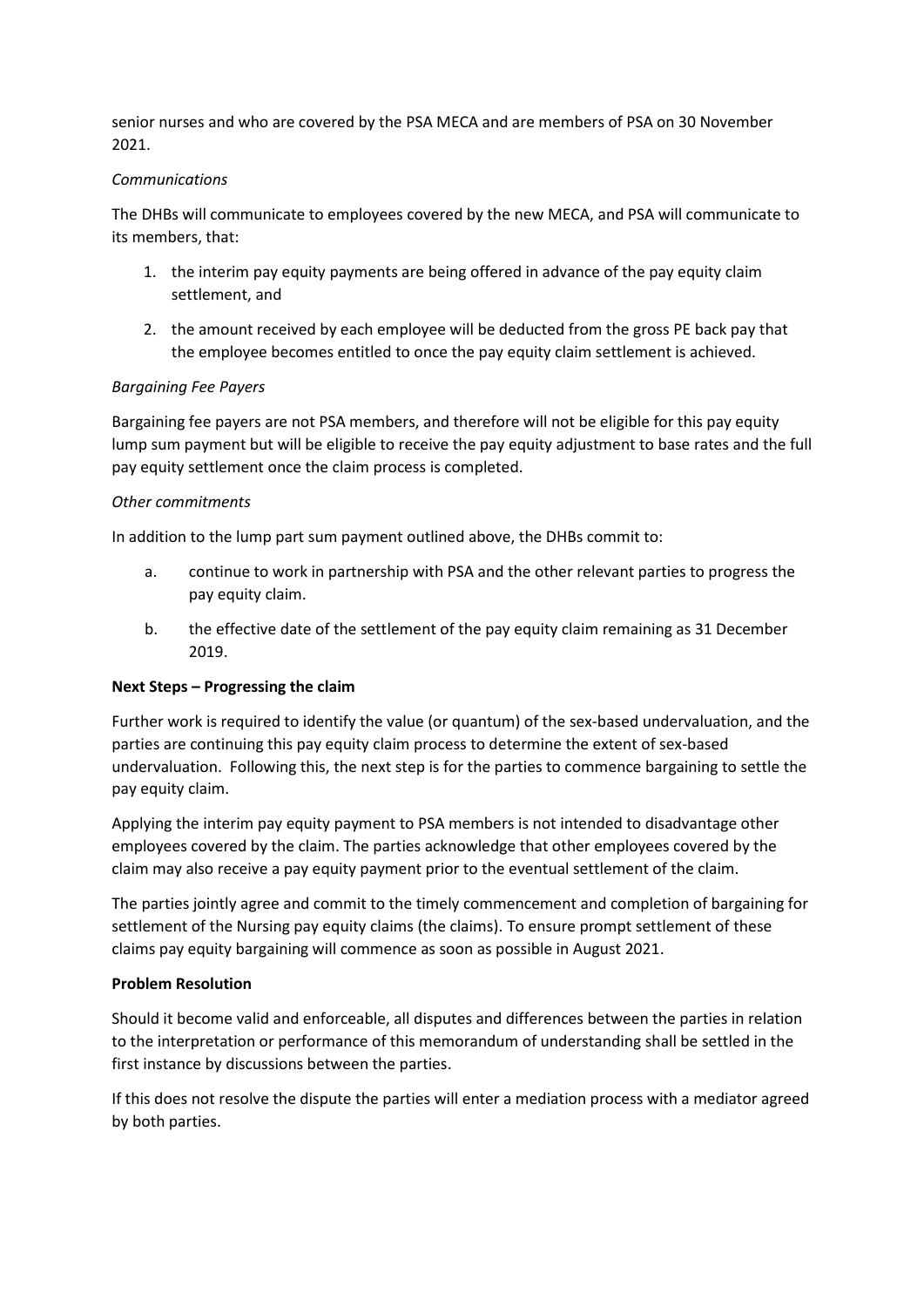senior nurses and who are covered by the PSA MECA and are members of PSA on 30 November 2021.

*Communications*

The DHBs will communicate to employees covered by the new MECA, and PSA will communicate to its members, that:

1. the interim pay equity payments are being offered in advance of the pay equity claim settlement, and
2. the amount received by each employee will be deducted from the gross PE back pay that the employee becomes entitled to once the pay equity claim settlement is achieved.

*Bargaining Fee Payers*

Bargaining fee payers are not PSA members, and therefore will not be eligible for this pay equity lump sum payment but will be eligible to receive the pay equity adjustment to base rates and the full pay equity settlement once the claim process is completed.

*Other commitments*

In addition to the lump part sum payment outlined above, the DHBs commit to:

a. continue to work in partnership with PSA and the other relevant parties to progress the pay equity claim.
b. the effective date of the settlement of the pay equity claim remaining as 31 December 2019.

**Next Steps – Progressing the claim**

Further work is required to identify the value (or quantum) of the sex-based undervaluation, and the parties are continuing this pay equity claim process to determine the extent of sex-based undervaluation. Following this, the next step is for the parties to commence bargaining to settle the pay equity claim.

Applying the interim pay equity payment to PSA members is not intended to disadvantage other employees covered by the claim. The parties acknowledge that other employees covered by the claim may also receive a pay equity payment prior to the eventual settlement of the claim.

The parties jointly agree and commit to the timely commencement and completion of bargaining for settlement of the Nursing pay equity claims (the claims). To ensure prompt settlement of these claims pay equity bargaining will commence as soon as possible in August 2021.

**Problem Resolution**

Should it become valid and enforceable, all disputes and differences between the parties in relation to the interpretation or performance of this memorandum of understanding shall be settled in the first instance by discussions between the parties.

If this does not resolve the dispute the parties will enter a mediation process with a mediator agreed by both parties.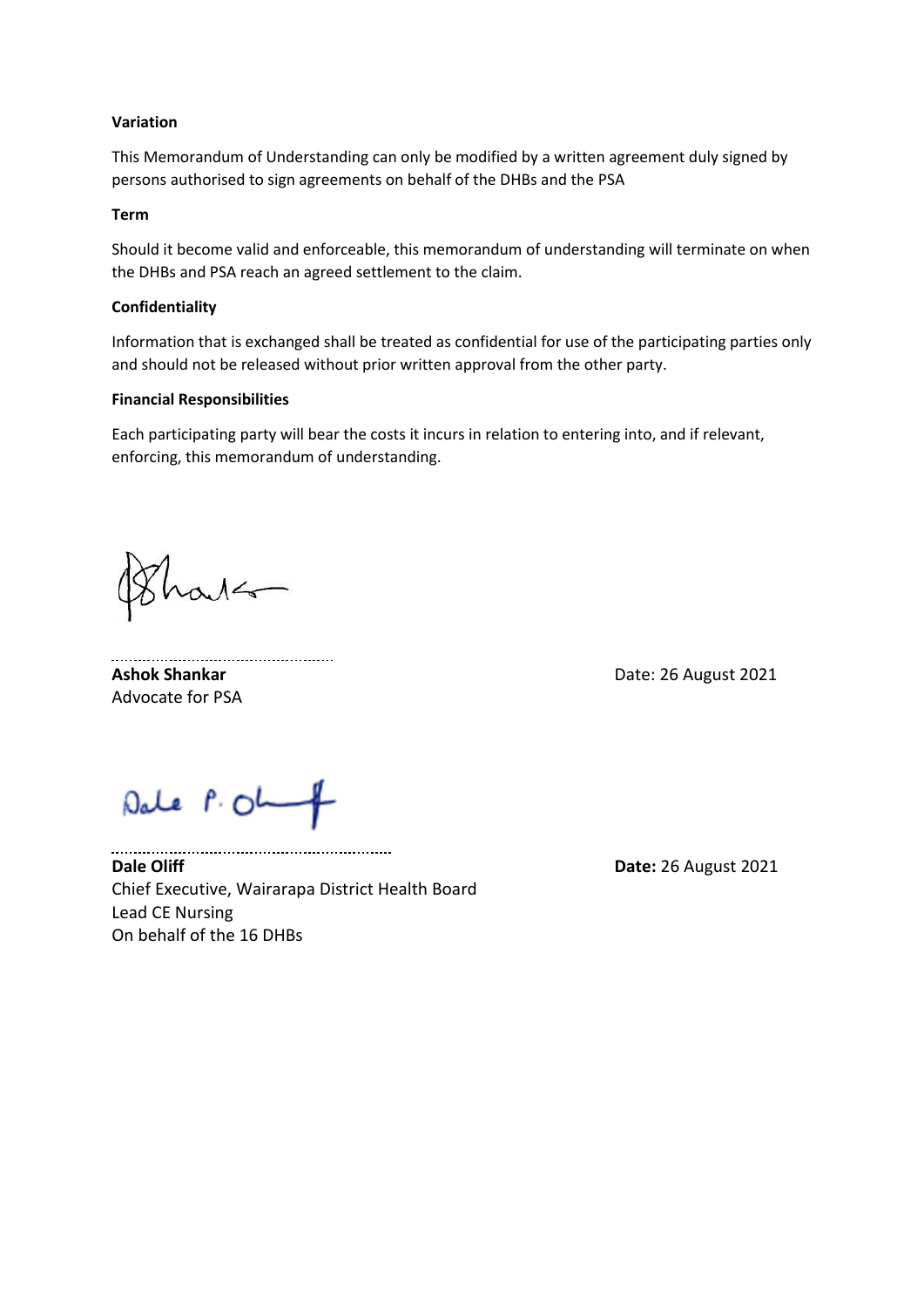**Variation**

This Memorandum of Understanding can only be modified by a written agreement duly signed by persons authorised to sign agreements on behalf of the DHBs and the PSA

**Term**

Should it become valid and enforceable, this memorandum of understanding will terminate on when the DHBs and PSA reach an agreed settlement to the claim.

**Confidentiality**

Information that is exchanged shall be treated as confidential for use of the participating parties only and should not be released without prior written approval from the other party.

**Financial Responsibilities**

Each participating party will bear the costs it incurs in relation to entering into, and if relevant, enforcing, this memorandum of understanding.

..................................................

**Ashok Shankar**
Advocate for PSA

Date: 26 August 2021

..................................................

**Dale Oliff**
Chief Executive, Wairarapa District Health Board
Lead CE Nursing
On behalf of the 16 DHBs

**Date:** 26 August 2021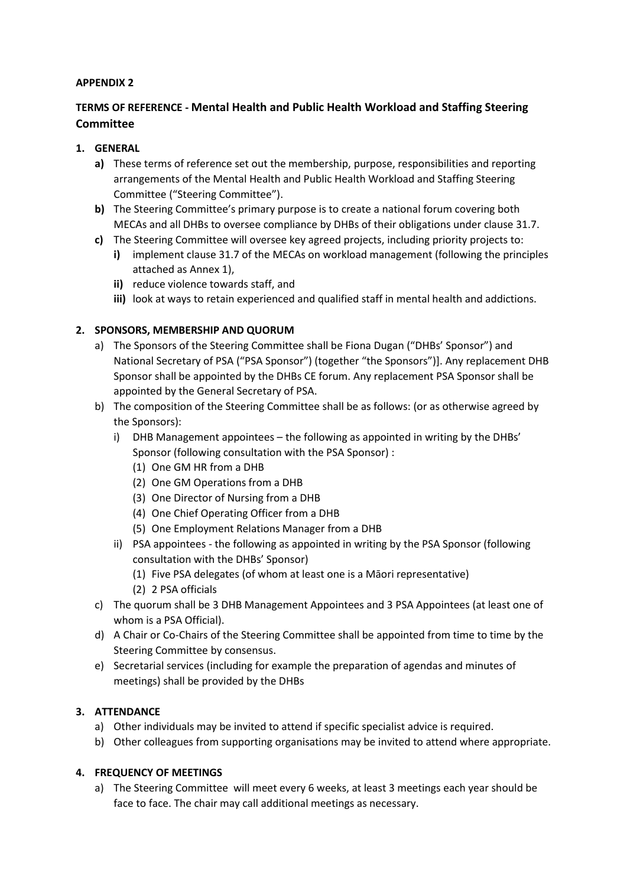**APPENDIX 2**

## TERMS OF REFERENCE - Mental Health and Public Health Workload and Staffing Steering Committee

### 1. GENERAL

**a)** These terms of reference set out the membership, purpose, responsibilities and reporting arrangements of the Mental Health and Public Health Workload and Staffing Steering Committee ("Steering Committee").

**b)** The Steering Committee's primary purpose is to create a national forum covering both MECAs and all DHBs to oversee compliance by DHBs of their obligations under clause 31.7.

**c)** The Steering Committee will oversee key agreed projects, including priority projects to:

- **i)** implement clause 31.7 of the MECAs on workload management (following the principles attached as Annex 1),
- **ii)** reduce violence towards staff, and
- **iii)** look at ways to retain experienced and qualified staff in mental health and addictions.

### 2. SPONSORS, MEMBERSHIP AND QUORUM

a) The Sponsors of the Steering Committee shall be Fiona Dugan ("DHBs' Sponsor") and National Secretary of PSA ("PSA Sponsor") (together "the Sponsors")]. Any replacement DHB Sponsor shall be appointed by the DHBs CE forum. Any replacement PSA Sponsor shall be appointed by the General Secretary of PSA.

b) The composition of the Steering Committee shall be as follows: (or as otherwise agreed by the Sponsors):

- i) DHB Management appointees – the following as appointed in writing by the DHBs' Sponsor (following consultation with the PSA Sponsor) :
  - (1) One GM HR from a DHB
  - (2) One GM Operations from a DHB
  - (3) One Director of Nursing from a DHB
  - (4) One Chief Operating Officer from a DHB
  - (5) One Employment Relations Manager from a DHB
- ii) PSA appointees - the following as appointed in writing by the PSA Sponsor (following consultation with the DHBs' Sponsor)
  - (1) Five PSA delegates (of whom at least one is a Māori representative)
  - (2) 2 PSA officials

c) The quorum shall be 3 DHB Management Appointees and 3 PSA Appointees (at least one of whom is a PSA Official).

d) A Chair or Co-Chairs of the Steering Committee shall be appointed from time to time by the Steering Committee by consensus.

e) Secretarial services (including for example the preparation of agendas and minutes of meetings) shall be provided by the DHBs

### 3. ATTENDANCE

a) Other individuals may be invited to attend if specific specialist advice is required.

b) Other colleagues from supporting organisations may be invited to attend where appropriate.

### 4. FREQUENCY OF MEETINGS

a) The Steering Committee will meet every 6 weeks, at least 3 meetings each year should be face to face. The chair may call additional meetings as necessary.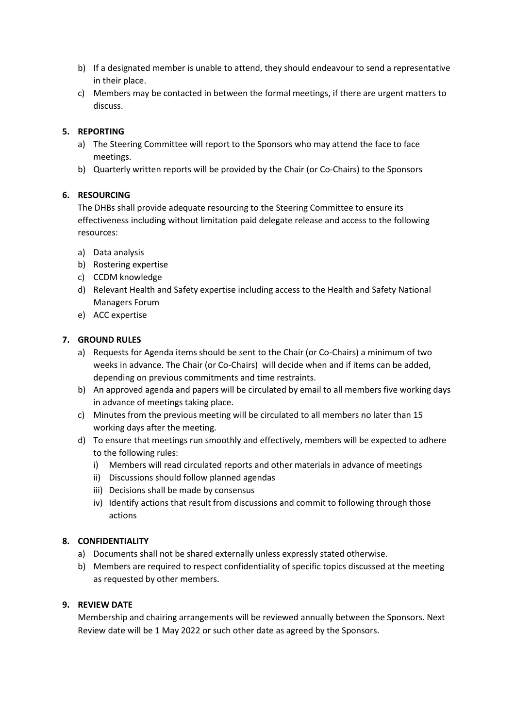b) If a designated member is unable to attend, they should endeavour to send a representative in their place.
c) Members may be contacted in between the formal meetings, if there are urgent matters to discuss.

**5. REPORTING**

a) The Steering Committee will report to the Sponsors who may attend the face to face meetings.
b) Quarterly written reports will be provided by the Chair (or Co-Chairs) to the Sponsors

**6. RESOURCING**

The DHBs shall provide adequate resourcing to the Steering Committee to ensure its effectiveness including without limitation paid delegate release and access to the following resources:

a) Data analysis
b) Rostering expertise
c) CCDM knowledge
d) Relevant Health and Safety expertise including access to the Health and Safety National Managers Forum
e) ACC expertise

**7. GROUND RULES**

a) Requests for Agenda items should be sent to the Chair (or Co-Chairs) a minimum of two weeks in advance. The Chair (or Co-Chairs) will decide when and if items can be added, depending on previous commitments and time restraints.
b) An approved agenda and papers will be circulated by email to all members five working days in advance of meetings taking place.
c) Minutes from the previous meeting will be circulated to all members no later than 15 working days after the meeting.
d) To ensure that meetings run smoothly and effectively, members will be expected to adhere to the following rules:
   i) Members will read circulated reports and other materials in advance of meetings
   ii) Discussions should follow planned agendas
   iii) Decisions shall be made by consensus
   iv) Identify actions that result from discussions and commit to following through those actions

**8. CONFIDENTIALITY**

a) Documents shall not be shared externally unless expressly stated otherwise.
b) Members are required to respect confidentiality of specific topics discussed at the meeting as requested by other members.

**9. REVIEW DATE**

Membership and chairing arrangements will be reviewed annually between the Sponsors. Next Review date will be 1 May 2022 or such other date as agreed by the Sponsors.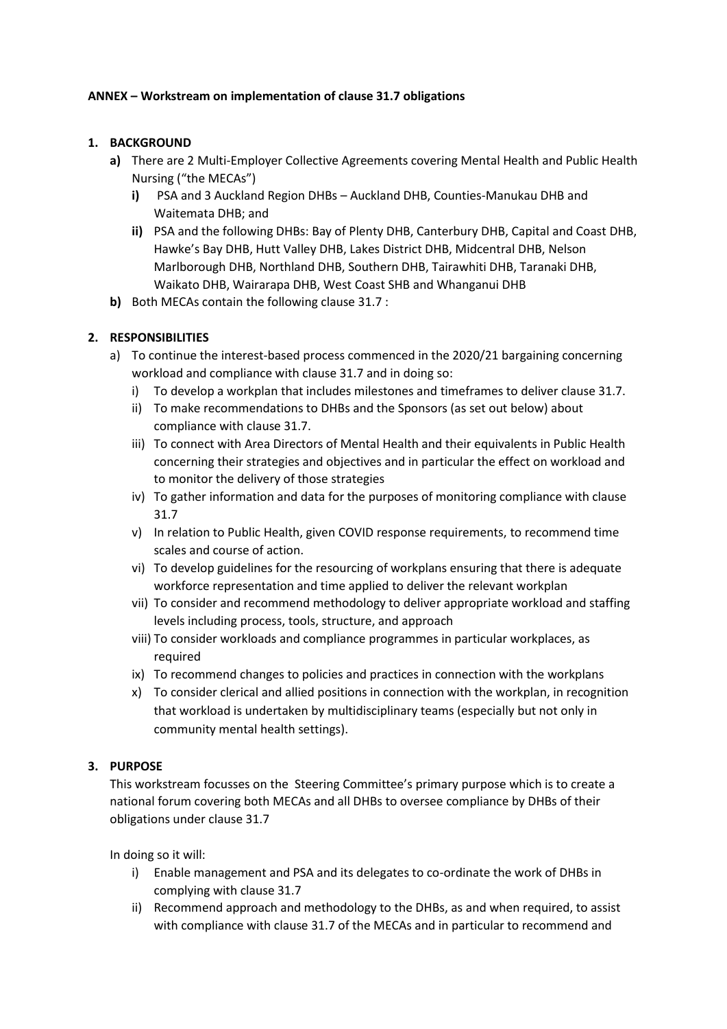**ANNEX – Workstream on implementation of clause 31.7 obligations**

1. **BACKGROUND**
   - **a)** There are 2 Multi-Employer Collective Agreements covering Mental Health and Public Health Nursing ("the MECAs")
     - **i)** PSA and 3 Auckland Region DHBs – Auckland DHB, Counties-Manukau DHB and Waitemata DHB; and
     - **ii)** PSA and the following DHBs: Bay of Plenty DHB, Canterbury DHB, Capital and Coast DHB, Hawke's Bay DHB, Hutt Valley DHB, Lakes District DHB, Midcentral DHB, Nelson Marlborough DHB, Northland DHB, Southern DHB, Tairawhiti DHB, Taranaki DHB, Waikato DHB, Wairarapa DHB, West Coast SHB and Whanganui DHB
   - **b)** Both MECAs contain the following clause 31.7 :

2. **RESPONSIBILITIES**
   - a) To continue the interest-based process commenced in the 2020/21 bargaining concerning workload and compliance with clause 31.7 and in doing so:
     - i) To develop a workplan that includes milestones and timeframes to deliver clause 31.7.
     - ii) To make recommendations to DHBs and the Sponsors (as set out below) about compliance with clause 31.7.
     - iii) To connect with Area Directors of Mental Health and their equivalents in Public Health concerning their strategies and objectives and in particular the effect on workload and to monitor the delivery of those strategies
     - iv) To gather information and data for the purposes of monitoring compliance with clause 31.7
     - v) In relation to Public Health, given COVID response requirements, to recommend time scales and course of action.
     - vi) To develop guidelines for the resourcing of workplans ensuring that there is adequate workforce representation and time applied to deliver the relevant workplan
     - vii) To consider and recommend methodology to deliver appropriate workload and staffing levels including process, tools, structure, and approach
     - viii) To consider workloads and compliance programmes in particular workplaces, as required
     - ix) To recommend changes to policies and practices in connection with the workplans
     - x) To consider clerical and allied positions in connection with the workplan, in recognition that workload is undertaken by multidisciplinary teams (especially but not only in community mental health settings).

3. **PURPOSE**

   This workstream focusses on the Steering Committee's primary purpose which is to create a national forum covering both MECAs and all DHBs to oversee compliance by DHBs of their obligations under clause 31.7

   In doing so it will:

   - i) Enable management and PSA and its delegates to co-ordinate the work of DHBs in complying with clause 31.7
   - ii) Recommend approach and methodology to the DHBs, as and when required, to assist with compliance with clause 31.7 of the MECAs and in particular to recommend and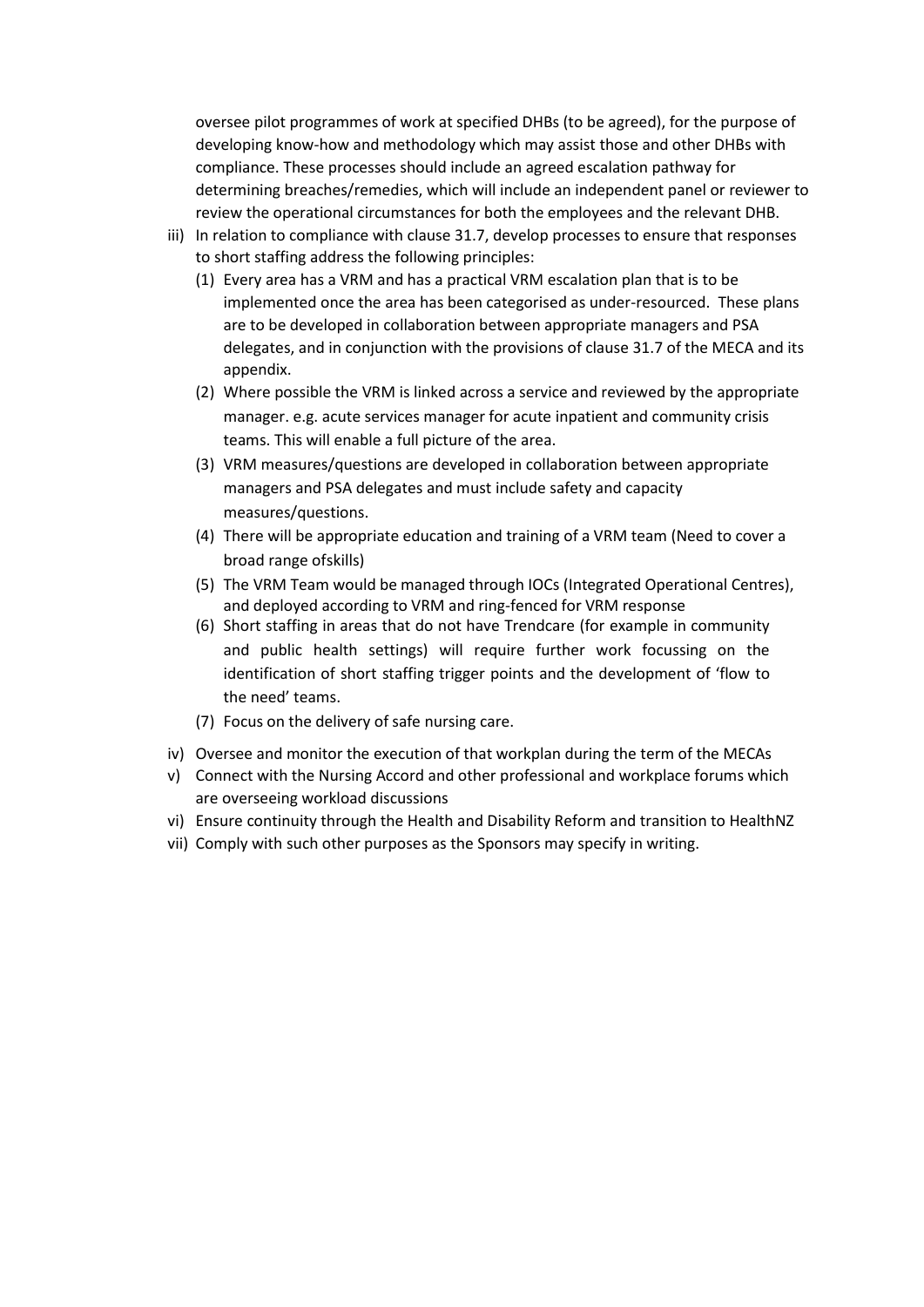oversee pilot programmes of work at specified DHBs (to be agreed), for the purpose of developing know-how and methodology which may assist those and other DHBs with compliance. These processes should include an agreed escalation pathway for determining breaches/remedies, which will include an independent panel or reviewer to review the operational circumstances for both the employees and the relevant DHB.

iii) In relation to compliance with clause 31.7, develop processes to ensure that responses to short staffing address the following principles:

   (1) Every area has a VRM and has a practical VRM escalation plan that is to be implemented once the area has been categorised as under-resourced. These plans are to be developed in collaboration between appropriate managers and PSA delegates, and in conjunction with the provisions of clause 31.7 of the MECA and its appendix.

   (2) Where possible the VRM is linked across a service and reviewed by the appropriate manager. e.g. acute services manager for acute inpatient and community crisis teams. This will enable a full picture of the area.

   (3) VRM measures/questions are developed in collaboration between appropriate managers and PSA delegates and must include safety and capacity measures/questions.

   (4) There will be appropriate education and training of a VRM team (Need to cover a broad range ofskills)

   (5) The VRM Team would be managed through IOCs (Integrated Operational Centres), and deployed according to VRM and ring-fenced for VRM response

   (6) Short staffing in areas that do not have Trendcare (for example in community and public health settings) will require further work focussing on the identification of short staffing trigger points and the development of 'flow to the need' teams.

   (7) Focus on the delivery of safe nursing care.

iv) Oversee and monitor the execution of that workplan during the term of the MECAs

v) Connect with the Nursing Accord and other professional and workplace forums which are overseeing workload discussions

vi) Ensure continuity through the Health and Disability Reform and transition to HealthNZ

vii) Comply with such other purposes as the Sponsors may specify in writing.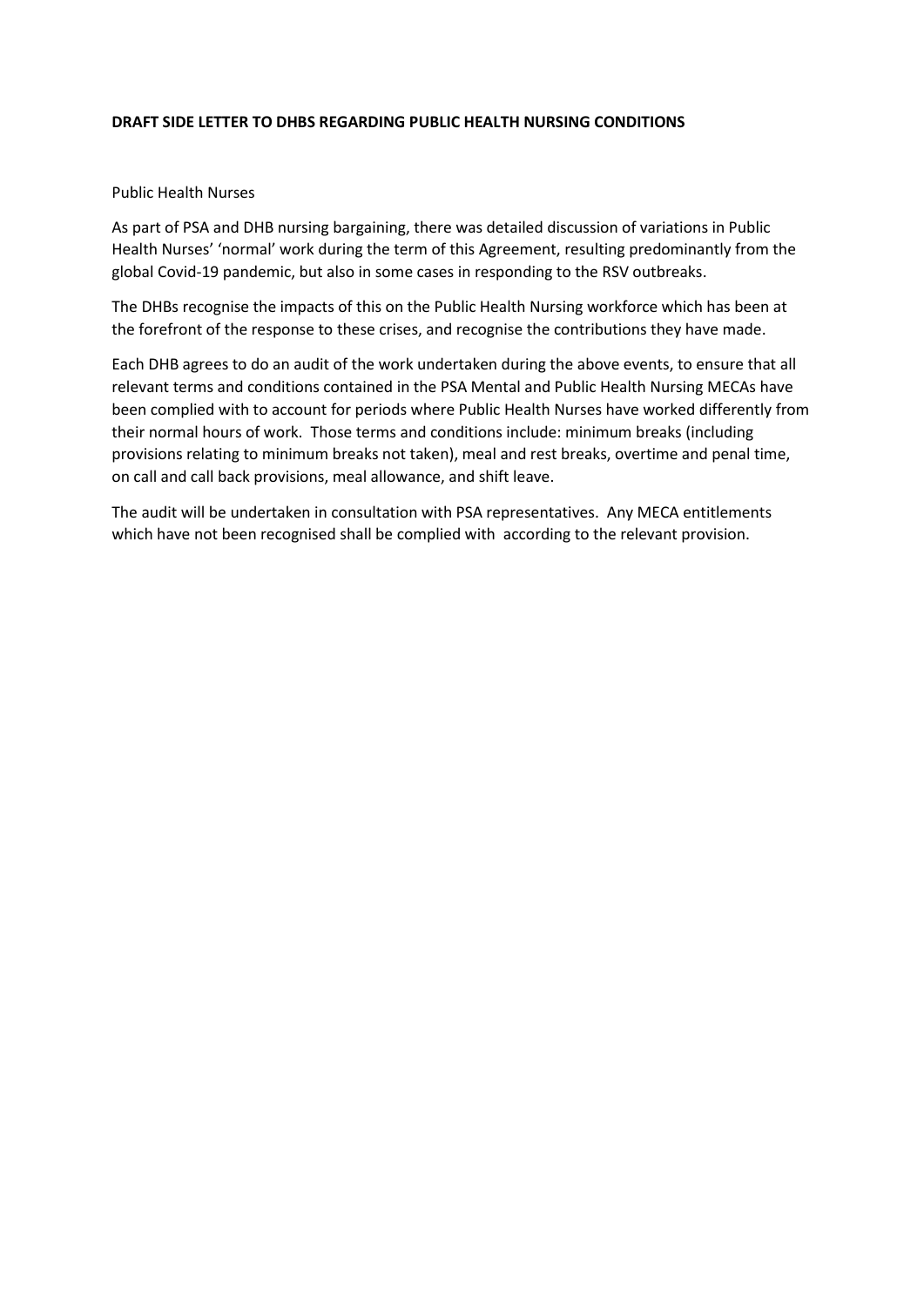**DRAFT SIDE LETTER TO DHBS REGARDING PUBLIC HEALTH NURSING CONDITIONS**

Public Health Nurses

As part of PSA and DHB nursing bargaining, there was detailed discussion of variations in Public Health Nurses' 'normal' work during the term of this Agreement, resulting predominantly from the global Covid-19 pandemic, but also in some cases in responding to the RSV outbreaks.

The DHBs recognise the impacts of this on the Public Health Nursing workforce which has been at the forefront of the response to these crises, and recognise the contributions they have made.

Each DHB agrees to do an audit of the work undertaken during the above events, to ensure that all relevant terms and conditions contained in the PSA Mental and Public Health Nursing MECAs have been complied with to account for periods where Public Health Nurses have worked differently from their normal hours of work. Those terms and conditions include: minimum breaks (including provisions relating to minimum breaks not taken), meal and rest breaks, overtime and penal time, on call and call back provisions, meal allowance, and shift leave.

The audit will be undertaken in consultation with PSA representatives. Any MECA entitlements which have not been recognised shall be complied with according to the relevant provision.